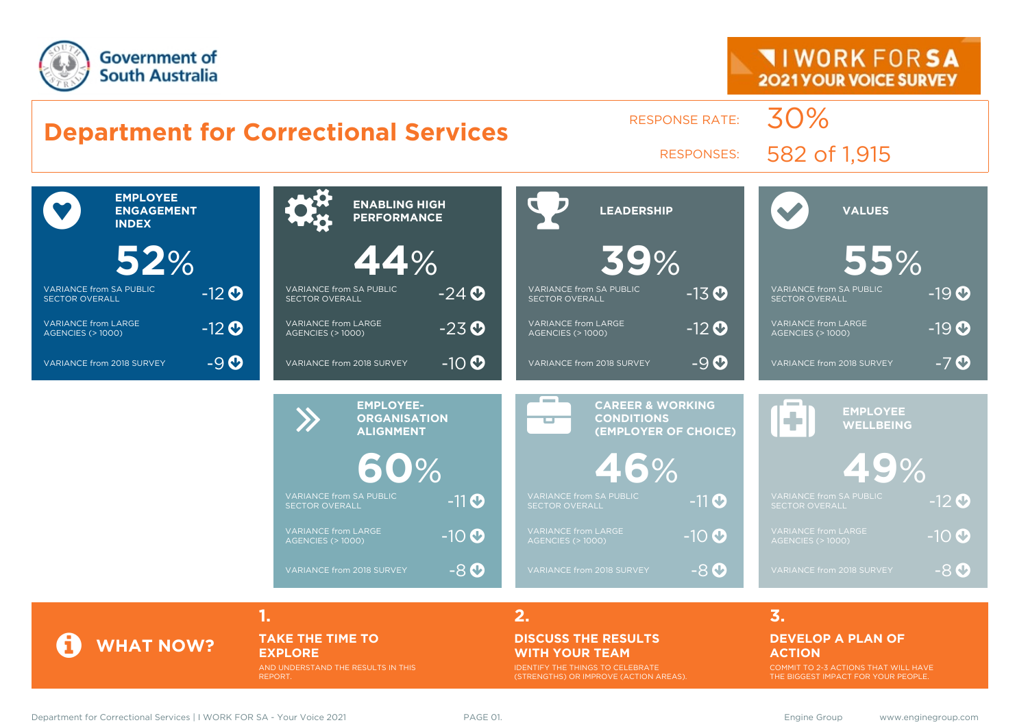Government of South Australia

**I WORK FOR SA**
**2021 YOUR VOICE SURVEY**

# Department for Correctional Services

RESPONSE RATE: 30%

RESPONSES: 582 of 1,915

| Measure | Score | Variance from SA Public Sector Overall | Variance from Large Agencies (> 1000) | Variance from 2018 Survey |
|---|---|---|---|---|
| EMPLOYEE ENGAGEMENT INDEX | 52% | -12 | -12 | -9 |
| ENABLING HIGH PERFORMANCE | 44% | -24 | -23 | -10 |
| LEADERSHIP | 39% | -13 | -12 | -9 |
| VALUES | 55% | -19 | -19 | -7 |
| EMPLOYEE-ORGANISATION ALIGNMENT | 60% | -11 | -10 | -8 |
| CAREER & WORKING CONDITIONS (EMPLOYER OF CHOICE) | 46% | -11 | -10 | -8 |
| EMPLOYEE WELLBEING | 49% | -12 | -10 | -8 |

## WHAT NOW?

**1. TAKE THE TIME TO EXPLORE**
AND UNDERSTAND THE RESULTS IN THIS REPORT.

**2. DISCUSS THE RESULTS WITH YOUR TEAM**
IDENTIFY THE THINGS TO CELEBRATE (STRENGTHS) OR IMPROVE (ACTION AREAS).

**3. DEVELOP A PLAN OF ACTION**
COMMIT TO 2-3 ACTIONS THAT WILL HAVE THE BIGGEST IMPACT FOR YOUR PEOPLE.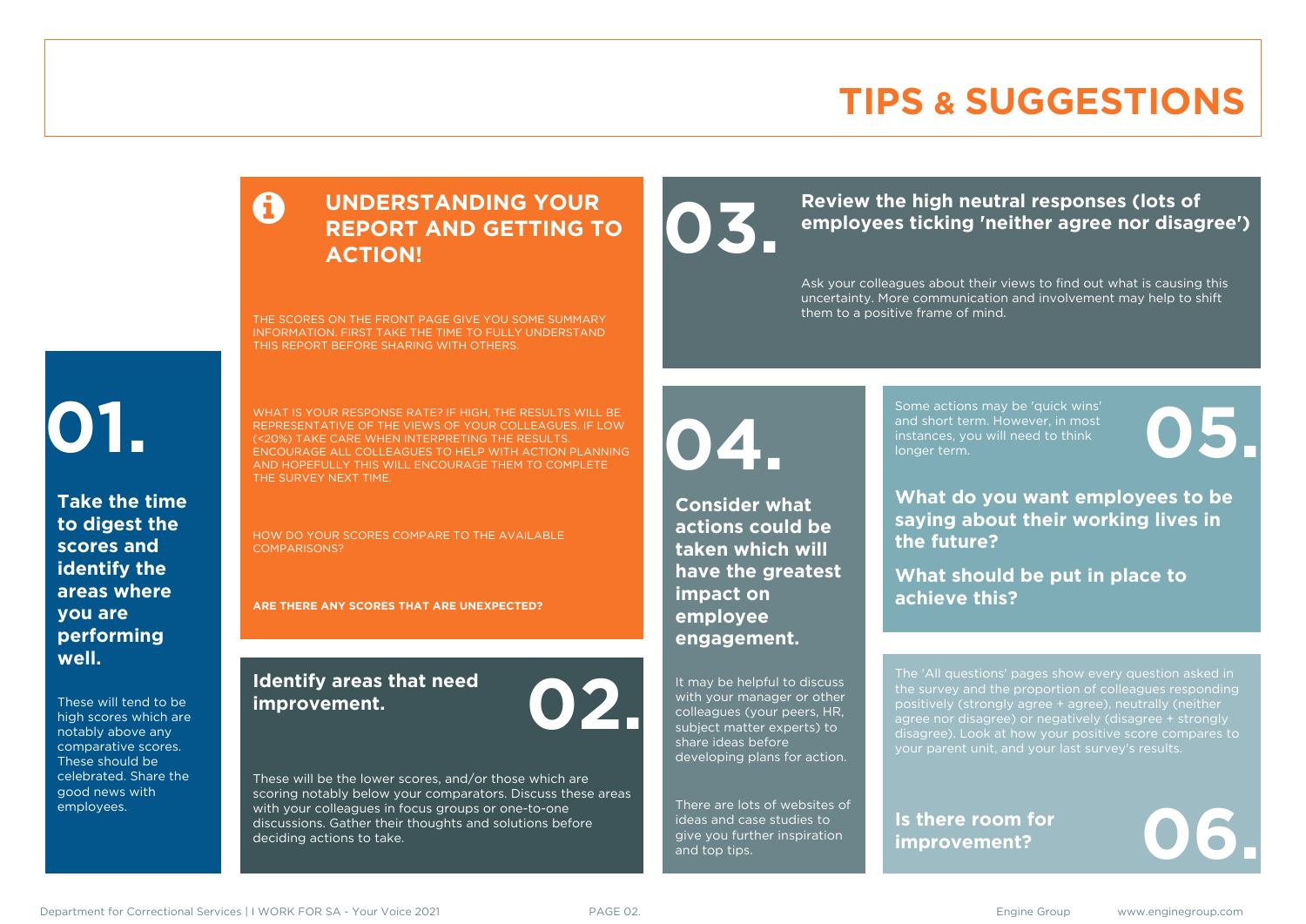# TIPS & SUGGESTIONS

## UNDERSTANDING YOUR REPORT AND GETTING TO ACTION!

THE SCORES ON THE FRONT PAGE GIVE YOU SOME SUMMARY INFORMATION. FIRST TAKE THE TIME TO FULLY UNDERSTAND THIS REPORT BEFORE SHARING WITH OTHERS.

WHAT IS YOUR RESPONSE RATE? IF HIGH, THE RESULTS WILL BE REPRESENTATIVE OF THE VIEWS OF YOUR COLLEAGUES. IF LOW (<20%) TAKE CARE WHEN INTERPRETING THE RESULTS. ENCOURAGE ALL COLLEAGUES TO HELP WITH ACTION PLANNING AND HOPEFULLY THIS WILL ENCOURAGE THEM TO COMPLETE THE SURVEY NEXT TIME.

HOW DO YOUR SCORES COMPARE TO THE AVAILABLE COMPARISONS?

**ARE THERE ANY SCORES THAT ARE UNEXPECTED?**

## 01.

**Take the time to digest the scores and identify the areas where you are performing well.**

These will tend to be high scores which are notably above any comparative scores. These should be celebrated. Share the good news with employees.

## 02.

**Identify areas that need improvement.**

These will be the lower scores, and/or those which are scoring notably below your comparators. Discuss these areas with your colleagues in focus groups or one-to-one discussions. Gather their thoughts and solutions before deciding actions to take.

## 03.

**Review the high neutral responses (lots of employees ticking 'neither agree nor disagree')**

Ask your colleagues about their views to find out what is causing this uncertainty. More communication and involvement may help to shift them to a positive frame of mind.

## 04.

**Consider what actions could be taken which will have the greatest impact on employee engagement.**

It may be helpful to discuss with your manager or other colleagues (your peers, HR, subject matter experts) to share ideas before developing plans for action.

There are lots of websites of ideas and case studies to give you further inspiration and top tips.

## 05.

Some actions may be 'quick wins' and short term. However, in most instances, you will need to think longer term.

**What do you want employees to be saying about their working lives in the future?**

**What should be put in place to achieve this?**

## 06.

The 'All questions' pages show every question asked in the survey and the proportion of colleagues responding positively (strongly agree + agree), neutrally (neither agree nor disagree) or negatively (disagree + strongly disagree). Look at how your positive score compares to your parent unit, and your last survey's results.

**Is there room for improvement?**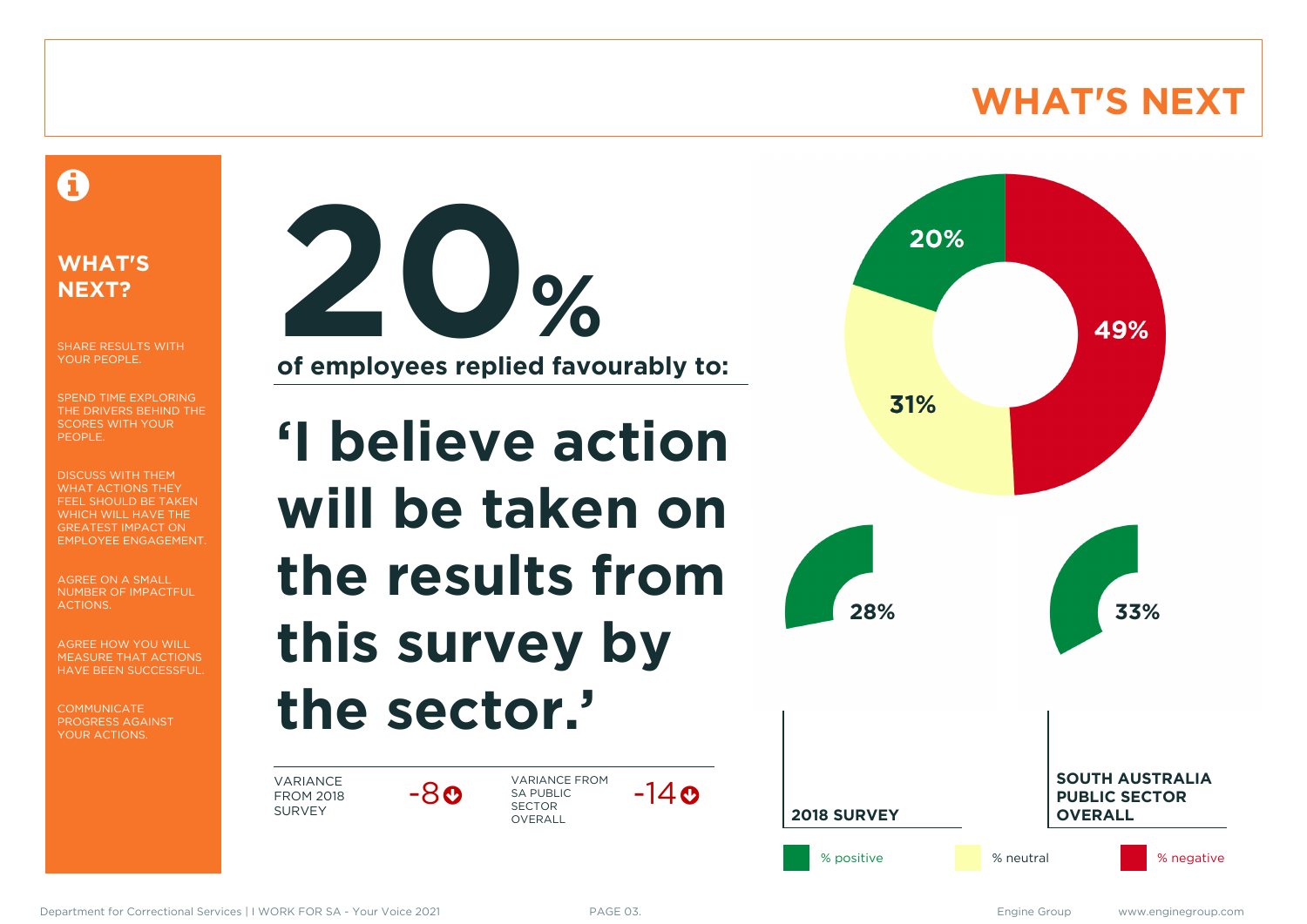# WHAT'S NEXT

## WHAT'S NEXT?

SHARE RESULTS WITH YOUR PEOPLE.

SPEND TIME EXPLORING THE DRIVERS BEHIND THE SCORES WITH YOUR PEOPLE.

DISCUSS WITH THEM WHAT ACTIONS THEY FEEL SHOULD BE TAKEN WHICH WILL HAVE THE GREATEST IMPACT ON EMPLOYEE ENGAGEMENT.

AGREE ON A SMALL NUMBER OF IMPACTFUL ACTIONS.

AGREE HOW YOU WILL MEASURE THAT ACTIONS HAVE BEEN SUCCESSFUL.

COMMUNICATE PROGRESS AGAINST YOUR ACTIONS.

**20%**

**of employees replied favourably to:**

**'I believe action will be taken on the results from this survey by the sector.'**

| VARIANCE FROM 2018 SURVEY | -8 | VARIANCE FROM SA PUBLIC SECTOR OVERALL | -14 |
|---|---|---|---|

| | % positive | % neutral | % negative |
|---|---|---|---|
| 2021 | 20% | 31% | 49% |
| 2018 SURVEY | 28% | | |
| SOUTH AUSTRALIA PUBLIC SECTOR OVERALL | 33% | | |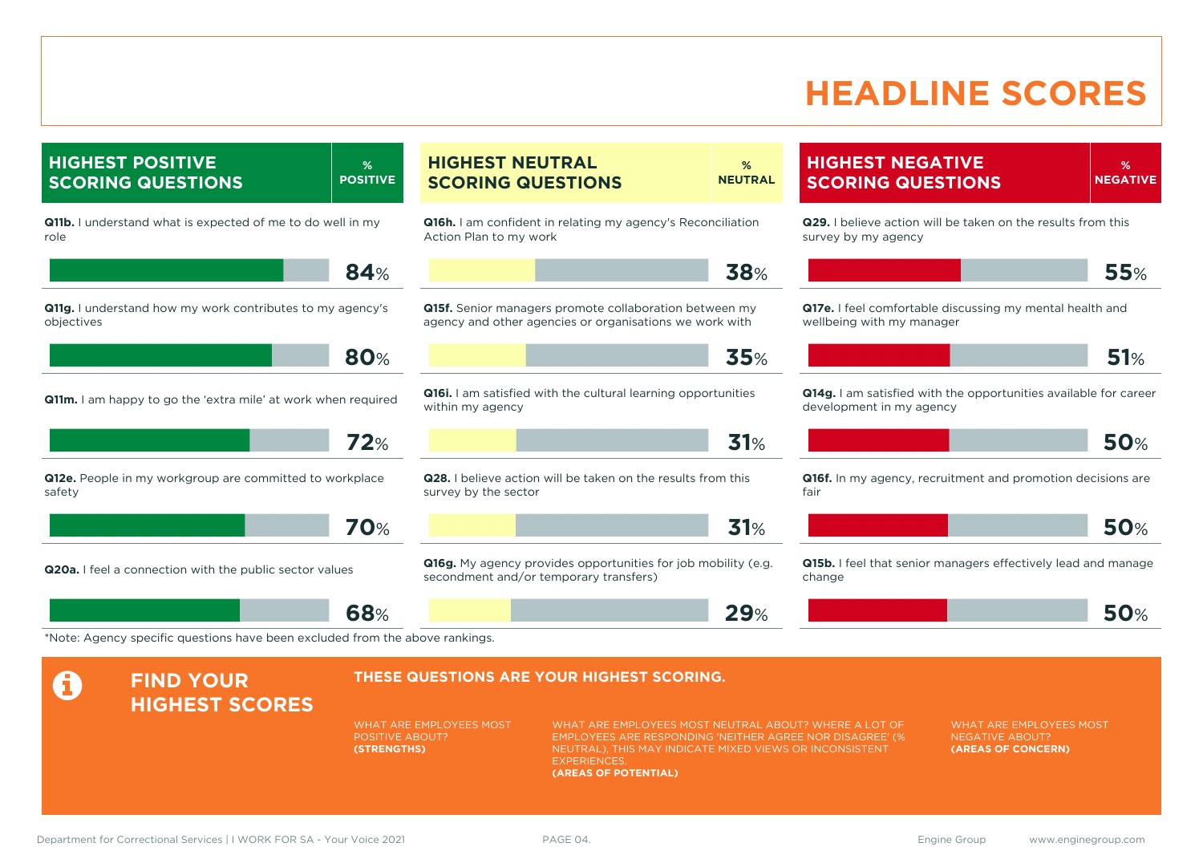# HEADLINE SCORES

## HIGHEST POSITIVE SCORING QUESTIONS

| Question | % POSITIVE |
| --- | --- |
| **Q11b.** I understand what is expected of me to do well in my role | 84% |
| **Q11g.** I understand how my work contributes to my agency's objectives | 80% |
| **Q11m.** I am happy to go the 'extra mile' at work when required | 72% |
| **Q12e.** People in my workgroup are committed to workplace safety | 70% |
| **Q20a.** I feel a connection with the public sector values | 68% |

## HIGHEST NEUTRAL SCORING QUESTIONS

| Question | % NEUTRAL |
| --- | --- |
| **Q16h.** I am confident in relating my agency's Reconciliation Action Plan to my work | 38% |
| **Q15f.** Senior managers promote collaboration between my agency and other agencies or organisations we work with | 35% |
| **Q16i.** I am satisfied with the cultural learning opportunities within my agency | 31% |
| **Q28.** I believe action will be taken on the results from this survey by the sector | 31% |
| **Q16g.** My agency provides opportunities for job mobility (e.g. secondment and/or temporary transfers) | 29% |

## HIGHEST NEGATIVE SCORING QUESTIONS

| Question | % NEGATIVE |
| --- | --- |
| **Q29.** I believe action will be taken on the results from this survey by my agency | 55% |
| **Q17e.** I feel comfortable discussing my mental health and wellbeing with my manager | 51% |
| **Q14g.** I am satisfied with the opportunities available for career development in my agency | 50% |
| **Q16f.** In my agency, recruitment and promotion decisions are fair | 50% |
| **Q15b.** I feel that senior managers effectively lead and manage change | 50% |

*Note: Agency specific questions have been excluded from the above rankings.

## FIND YOUR HIGHEST SCORES

**THESE QUESTIONS ARE YOUR HIGHEST SCORING.**

WHAT ARE EMPLOYEES MOST POSITIVE ABOUT? **(STRENGTHS)**

WHAT ARE EMPLOYEES MOST NEUTRAL ABOUT? WHERE A LOT OF EMPLOYEES ARE RESPONDING 'NEITHER AGREE NOR DISAGREE' (% NEUTRAL), THIS MAY INDICATE MIXED VIEWS OR INCONSISTENT EXPERIENCES. **(AREAS OF POTENTIAL)**

WHAT ARE EMPLOYEES MOST NEGATIVE ABOUT? **(AREAS OF CONCERN)**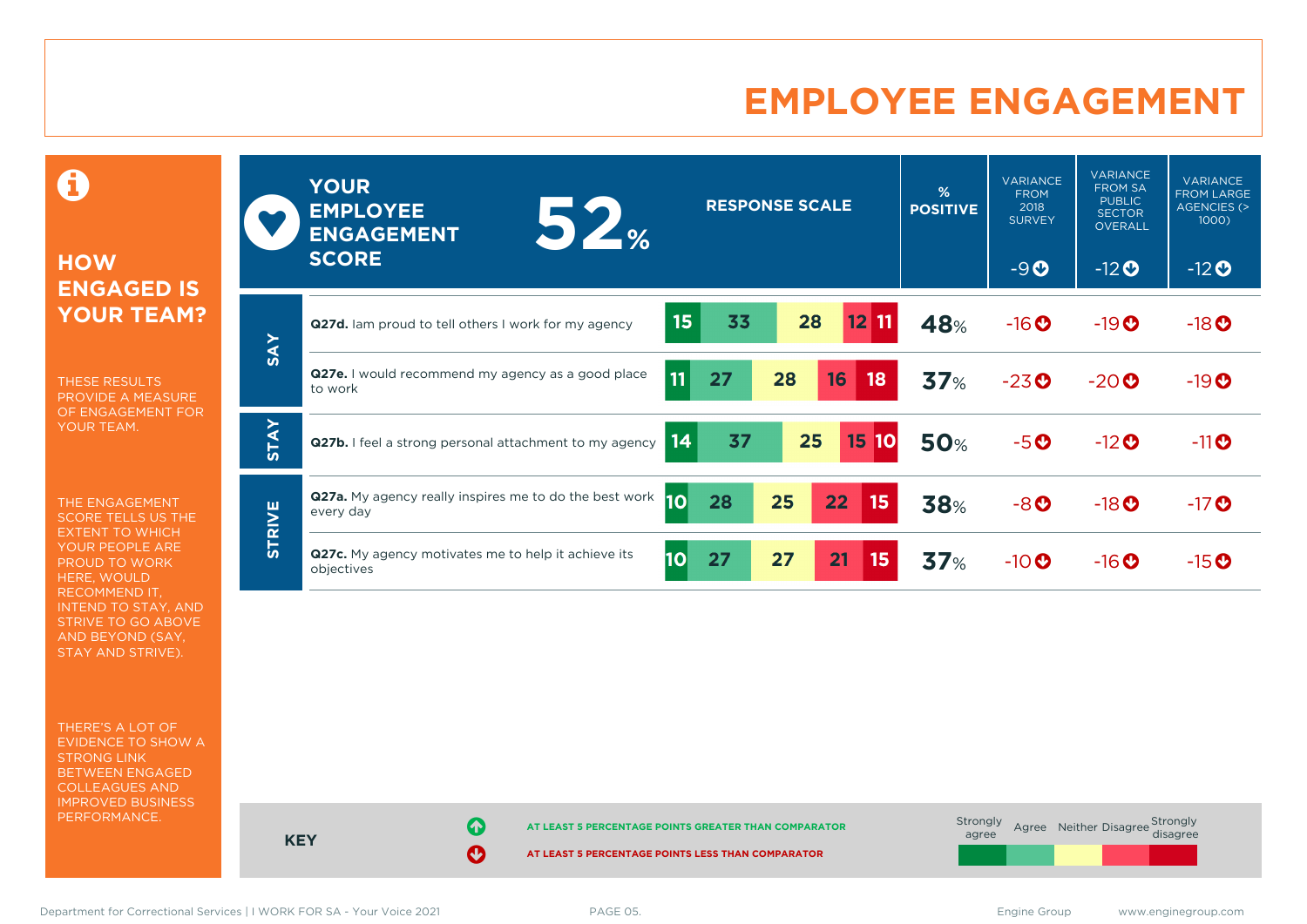# EMPLOYEE ENGAGEMENT

## HOW ENGAGED IS YOUR TEAM?

THESE RESULTS PROVIDE A MEASURE OF ENGAGEMENT FOR YOUR TEAM.

THE ENGAGEMENT SCORE TELLS US THE EXTENT TO WHICH YOUR PEOPLE ARE PROUD TO WORK HERE, WOULD RECOMMEND IT, INTEND TO STAY, AND STRIVE TO GO ABOVE AND BEYOND (SAY, STAY AND STRIVE).

THERE'S A LOT OF EVIDENCE TO SHOW A STRONG LINK BETWEEN ENGAGED COLLEAGUES AND IMPROVED BUSINESS PERFORMANCE.

**YOUR EMPLOYEE ENGAGEMENT SCORE: 52%**

| | Question | Strongly agree | Agree | Neither | Disagree | Strongly disagree | % POSITIVE | VARIANCE FROM 2018 SURVEY | VARIANCE FROM SA PUBLIC SECTOR OVERALL | VARIANCE FROM LARGE AGENCIES (> 1000) |
|---|---|---|---|---|---|---|---|---|---|---|
| | **Engagement score** | | | | | | 52% | -9 ↓ | -12 ↓ | -12 ↓ |
| SAY | **Q27d.** Iam proud to tell others I work for my agency | 15 | 33 | 28 | 12 | 11 | 48% | -16 ↓ | -19 ↓ | -18 ↓ |
| SAY | **Q27e.** I would recommend my agency as a good place to work | 11 | 27 | 28 | 16 | 18 | 37% | -23 ↓ | -20 ↓ | -19 ↓ |
| STAY | **Q27b.** I feel a strong personal attachment to my agency | 14 | 37 | 25 | 15 | 10 | 50% | -5 ↓ | -12 ↓ | -11 ↓ |
| STRIVE | **Q27a.** My agency really inspires me to do the best work every day | 10 | 28 | 25 | 22 | 15 | 38% | -8 ↓ | -18 ↓ | -17 ↓ |
| STRIVE | **Q27c.** My agency motivates me to help it achieve its objectives | 10 | 27 | 27 | 21 | 15 | 37% | -10 ↓ | -16 ↓ | -15 ↓ |

**KEY**

↑ AT LEAST 5 PERCENTAGE POINTS GREATER THAN COMPARATOR

↓ AT LEAST 5 PERCENTAGE POINTS LESS THAN COMPARATOR

Response scale: Strongly agree, Agree, Neither, Disagree, Strongly disagree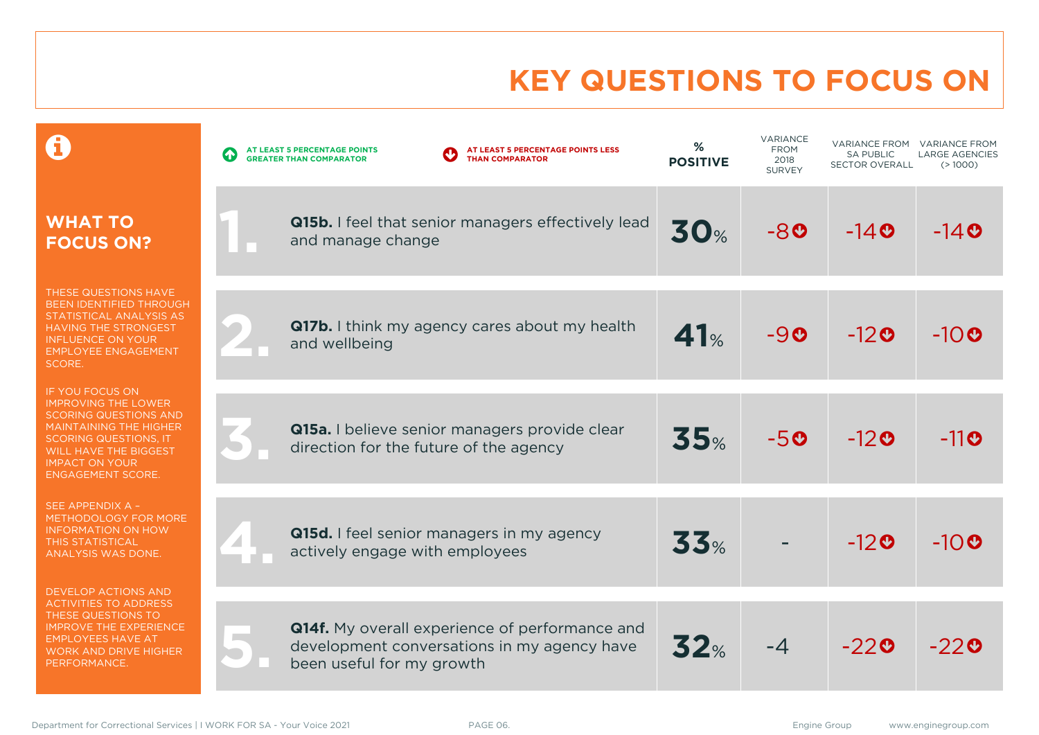# KEY QUESTIONS TO FOCUS ON

## WHAT TO FOCUS ON?

THESE QUESTIONS HAVE BEEN IDENTIFIED THROUGH STATISTICAL ANALYSIS AS HAVING THE STRONGEST INFLUENCE ON YOUR EMPLOYEE ENGAGEMENT SCORE.

IF YOU FOCUS ON IMPROVING THE LOWER SCORING QUESTIONS AND MAINTAINING THE HIGHER SCORING QUESTIONS, IT WILL HAVE THE BIGGEST IMPACT ON YOUR ENGAGEMENT SCORE.

SEE APPENDIX A – METHODOLOGY FOR MORE INFORMATION ON HOW THIS STATISTICAL ANALYSIS WAS DONE.

DEVELOP ACTIONS AND ACTIVITIES TO ADDRESS THESE QUESTIONS TO IMPROVE THE EXPERIENCE EMPLOYEES HAVE AT WORK AND DRIVE HIGHER PERFORMANCE.

⬆ AT LEAST 5 PERCENTAGE POINTS GREATER THAN COMPARATOR

⬇ AT LEAST 5 PERCENTAGE POINTS LESS THAN COMPARATOR

| # | Question | % POSITIVE | VARIANCE FROM 2018 SURVEY | VARIANCE FROM SA PUBLIC SECTOR OVERALL | VARIANCE FROM LARGE AGENCIES (> 1000) |
|---|---|---|---|---|---|
| 1. | **Q15b.** I feel that senior managers effectively lead and manage change | 30% | -8 ⬇ | -14 ⬇ | -14 ⬇ |
| 2. | **Q17b.** I think my agency cares about my health and wellbeing | 41% | -9 ⬇ | -12 ⬇ | -10 ⬇ |
| 3. | **Q15a.** I believe senior managers provide clear direction for the future of the agency | 35% | -5 ⬇ | -12 ⬇ | -11 ⬇ |
| 4. | **Q15d.** I feel senior managers in my agency actively engage with employees | 33% | - | -12 ⬇ | -10 ⬇ |
| 5. | **Q14f.** My overall experience of performance and development conversations in my agency have been useful for my growth | 32% | -4 | -22 ⬇ | -22 ⬇ |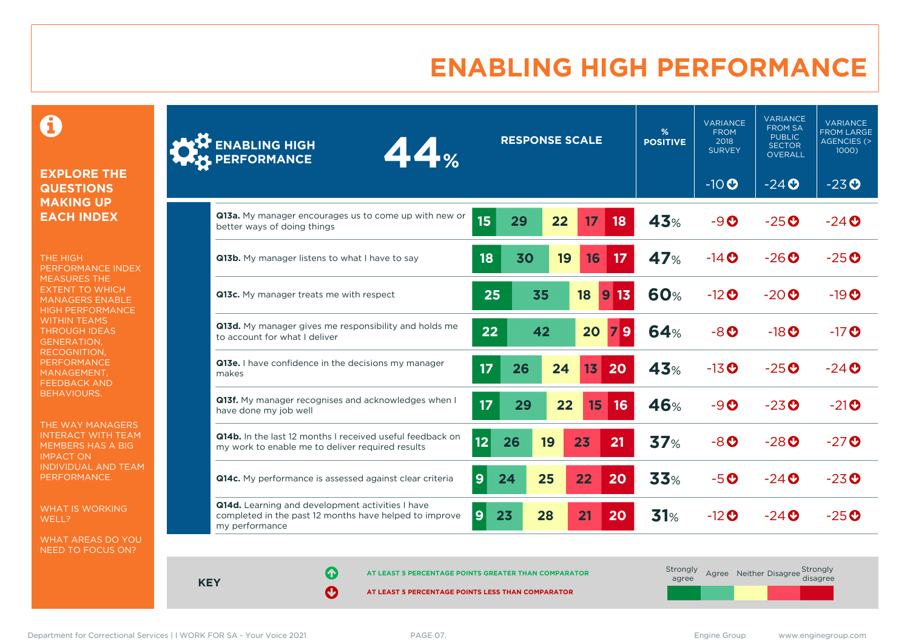# ENABLING HIGH PERFORMANCE

## EXPLORE THE QUESTIONS MAKING UP EACH INDEX

THE HIGH PERFORMANCE INDEX MEASURES THE EXTENT TO WHICH MANAGERS ENABLE HIGH PERFORMANCE WITHIN TEAMS THROUGH IDEAS GENERATION, RECOGNITION, PERFORMANCE MANAGEMENT, FEEDBACK AND BEHAVIOURS.

THE WAY MANAGERS INTERACT WITH TEAM MEMBERS HAS A BIG IMPACT ON INDIVIDUAL AND TEAM PERFORMANCE.

WHAT IS WORKING WELL?

WHAT AREAS DO YOU NEED TO FOCUS ON?

| ENABLING HIGH PERFORMANCE 44% | Strongly agree | Agree | Neither | Disagree | Strongly disagree | % POSITIVE | VARIANCE FROM 2018 SURVEY (-10 ↓) | VARIANCE FROM SA PUBLIC SECTOR OVERALL (-24 ↓) | VARIANCE FROM LARGE AGENCIES (> 1000) (-23 ↓) |
|---|---|---|---|---|---|---|---|---|---|
| **Q13a.** My manager encourages us to come up with new or better ways of doing things | 15 | 29 | 22 | 17 | 18 | 43% | -9 ↓ | -25 ↓ | -24 ↓ |
| **Q13b.** My manager listens to what I have to say | 18 | 30 | 19 | 16 | 17 | 47% | -14 ↓ | -26 ↓ | -25 ↓ |
| **Q13c.** My manager treats me with respect | 25 | 35 | 18 | 9 | 13 | 60% | -12 ↓ | -20 ↓ | -19 ↓ |
| **Q13d.** My manager gives me responsibility and holds me to account for what I deliver | 22 | 42 | 20 | 7 | 9 | 64% | -8 ↓ | -18 ↓ | -17 ↓ |
| **Q13e.** I have confidence in the decisions my manager makes | 17 | 26 | 24 | 13 | 20 | 43% | -13 ↓ | -25 ↓ | -24 ↓ |
| **Q13f.** My manager recognises and acknowledges when I have done my job well | 17 | 29 | 22 | 15 | 16 | 46% | -9 ↓ | -23 ↓ | -21 ↓ |
| **Q14b.** In the last 12 months I received useful feedback on my work to enable me to deliver required results | 12 | 26 | 19 | 23 | 21 | 37% | -8 ↓ | -28 ↓ | -27 ↓ |
| **Q14c.** My performance is assessed against clear criteria | 9 | 24 | 25 | 22 | 20 | 33% | -5 ↓ | -24 ↓ | -23 ↓ |
| **Q14d.** Learning and development activities I have completed in the past 12 months have helped to improve my performance | 9 | 23 | 28 | 21 | 20 | 31% | -12 ↓ | -24 ↓ | -25 ↓ |

**KEY**

↑ AT LEAST 5 PERCENTAGE POINTS GREATER THAN COMPARATOR

↓ AT LEAST 5 PERCENTAGE POINTS LESS THAN COMPARATOR

Strongly agree | Agree | Neither | Disagree | Strongly disagree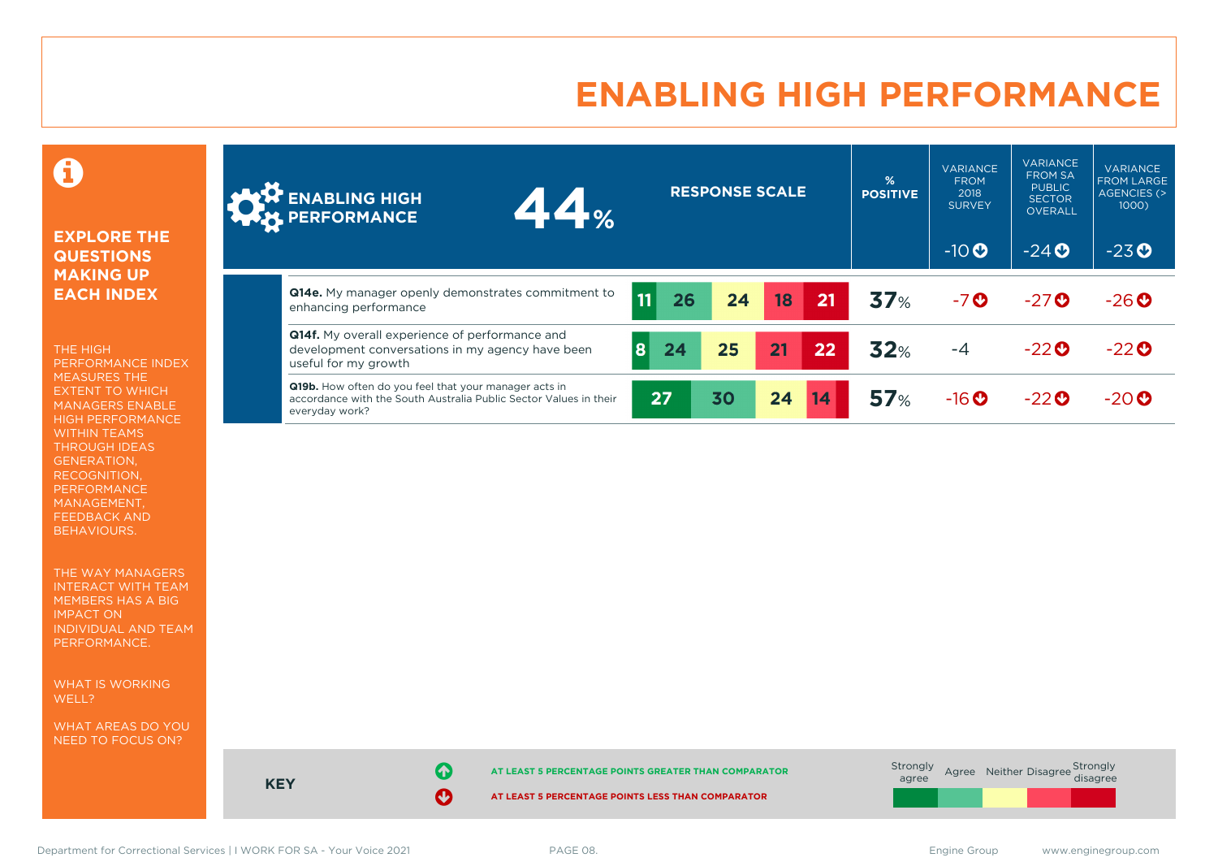# ENABLING HIGH PERFORMANCE

## EXPLORE THE QUESTIONS MAKING UP EACH INDEX

THE HIGH PERFORMANCE INDEX MEASURES THE EXTENT TO WHICH MANAGERS ENABLE HIGH PERFORMANCE WITHIN TEAMS THROUGH IDEAS GENERATION, RECOGNITION, PERFORMANCE MANAGEMENT, FEEDBACK AND BEHAVIOURS.

THE WAY MANAGERS INTERACT WITH TEAM MEMBERS HAS A BIG IMPACT ON INDIVIDUAL AND TEAM PERFORMANCE.

WHAT IS WORKING WELL?

WHAT AREAS DO YOU NEED TO FOCUS ON?

| ENABLING HIGH PERFORMANCE 44% | Strongly agree | Agree | Neither | Disagree | Strongly disagree | % POSITIVE | VARIANCE FROM 2018 SURVEY | VARIANCE FROM SA PUBLIC SECTOR OVERALL | VARIANCE FROM LARGE AGENCIES (> 1000) |
|---|---|---|---|---|---|---|---|---|---|
| Index | | | | | | 44% | -10 ↓ | -24 ↓ | -23 ↓ |
| **Q14e.** My manager openly demonstrates commitment to enhancing performance | 11 | 26 | 24 | 18 | 21 | 37% | -7 ↓ | -27 ↓ | -26 ↓ |
| **Q14f.** My overall experience of performance and development conversations in my agency have been useful for my growth | 8 | 24 | 25 | 21 | 22 | 32% | -4 | -22 ↓ | -22 ↓ |
| **Q19b.** How often do you feel that your manager acts in accordance with the South Australia Public Sector Values in their everyday work? | 27 | 30 | 24 | 14 | | 57% | -16 ↓ | -22 ↓ | -20 ↓ |

**KEY**

↑ AT LEAST 5 PERCENTAGE POINTS GREATER THAN COMPARATOR

↓ AT LEAST 5 PERCENTAGE POINTS LESS THAN COMPARATOR

Strongly agree | Agree | Neither | Disagree | Strongly disagree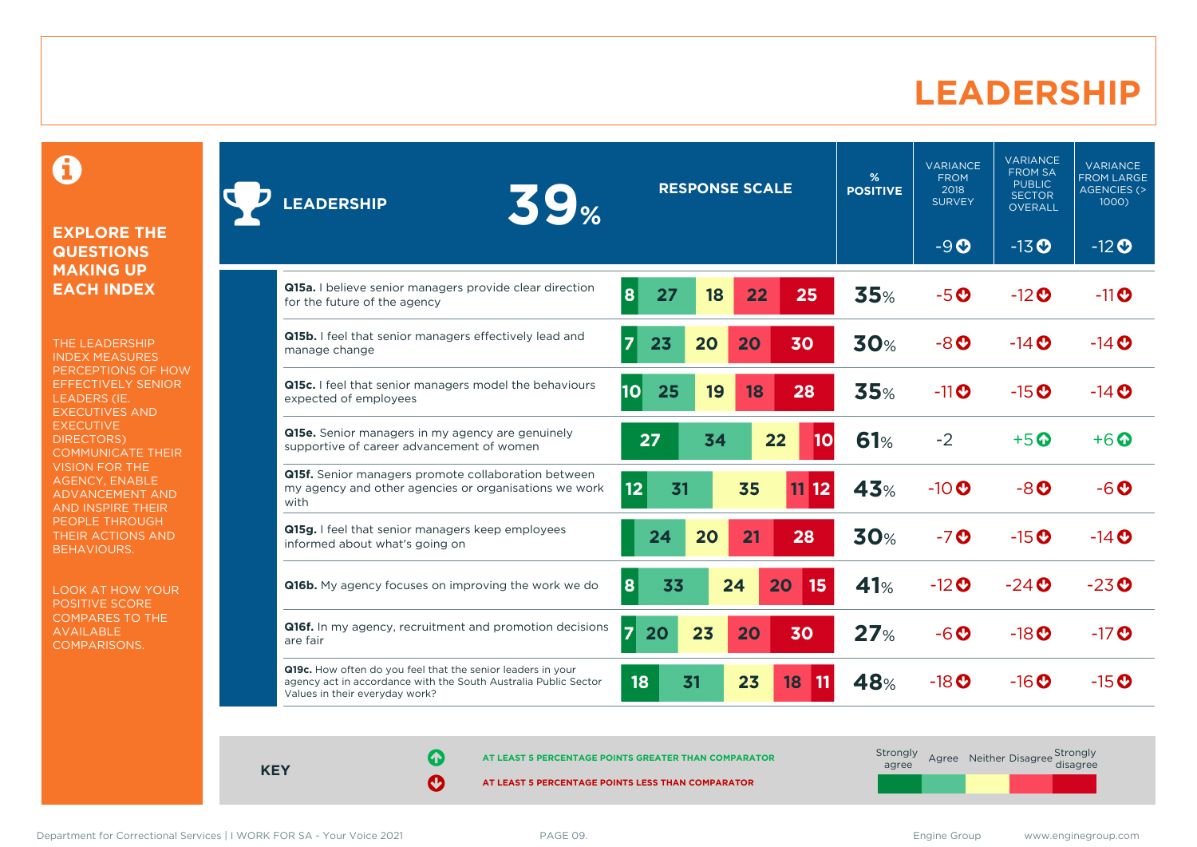# LEADERSHIP

## EXPLORE THE QUESTIONS MAKING UP EACH INDEX

THE LEADERSHIP INDEX MEASURES PERCEPTIONS OF HOW EFFECTIVELY SENIOR LEADERS (IE. EXECUTIVES AND EXECUTIVE DIRECTORS) COMMUNICATE THEIR VISION FOR THE AGENCY, ENABLE ADVANCEMENT AND AND INSPIRE THEIR PEOPLE THROUGH THEIR ACTIONS AND BEHAVIOURS.

LOOK AT HOW YOUR POSITIVE SCORE COMPARES TO THE AVAILABLE COMPARISONS.

| LEADERSHIP 39% | Strongly agree | Agree | Neither | Disagree | Strongly disagree | % POSITIVE | VARIANCE FROM 2018 SURVEY | VARIANCE FROM SA PUBLIC SECTOR OVERALL | VARIANCE FROM LARGE AGENCIES (> 1000) |
|---|---|---|---|---|---|---|---|---|---|
| Index | | | | | | 39% | -9 | -13 | -12 |
| **Q15a.** I believe senior managers provide clear direction for the future of the agency | 8 | 27 | 18 | 22 | 25 | 35% | -5 | -12 | -11 |
| **Q15b.** I feel that senior managers effectively lead and manage change | 7 | 23 | 20 | 20 | 30 | 30% | -8 | -14 | -14 |
| **Q15c.** I feel that senior managers model the behaviours expected of employees | 10 | 25 | 19 | 18 | 28 | 35% | -11 | -15 | -14 |
| **Q15e.** Senior managers in my agency are genuinely supportive of career advancement of women | 27 | 34 | 22 | | 10 | 61% | -2 | +5 | +6 |
| **Q15f.** Senior managers promote collaboration between my agency and other agencies or organisations we work with | 12 | 31 | 35 | 11 | 12 | 43% | -10 | -8 | -6 |
| **Q15g.** I feel that senior managers keep employees informed about what's going on | | 24 | 20 | 21 | 28 | 30% | -7 | -15 | -14 |
| **Q16b.** My agency focuses on improving the work we do | 8 | 33 | 24 | 20 | 15 | 41% | -12 | -24 | -23 |
| **Q16f.** In my agency, recruitment and promotion decisions are fair | 7 | 20 | 23 | 20 | 30 | 27% | -6 | -18 | -17 |
| **Q19c.** How often do you feel that the senior leaders in your agency act in accordance with the South Australia Public Sector Values in their everyday work? | 18 | 31 | 23 | 18 | 11 | 48% | -18 | -16 | -15 |

**KEY**

- ↑ AT LEAST 5 PERCENTAGE POINTS GREATER THAN COMPARATOR
- ↓ AT LEAST 5 PERCENTAGE POINTS LESS THAN COMPARATOR

Response scale: Strongly agree, Agree, Neither, Disagree, Strongly disagree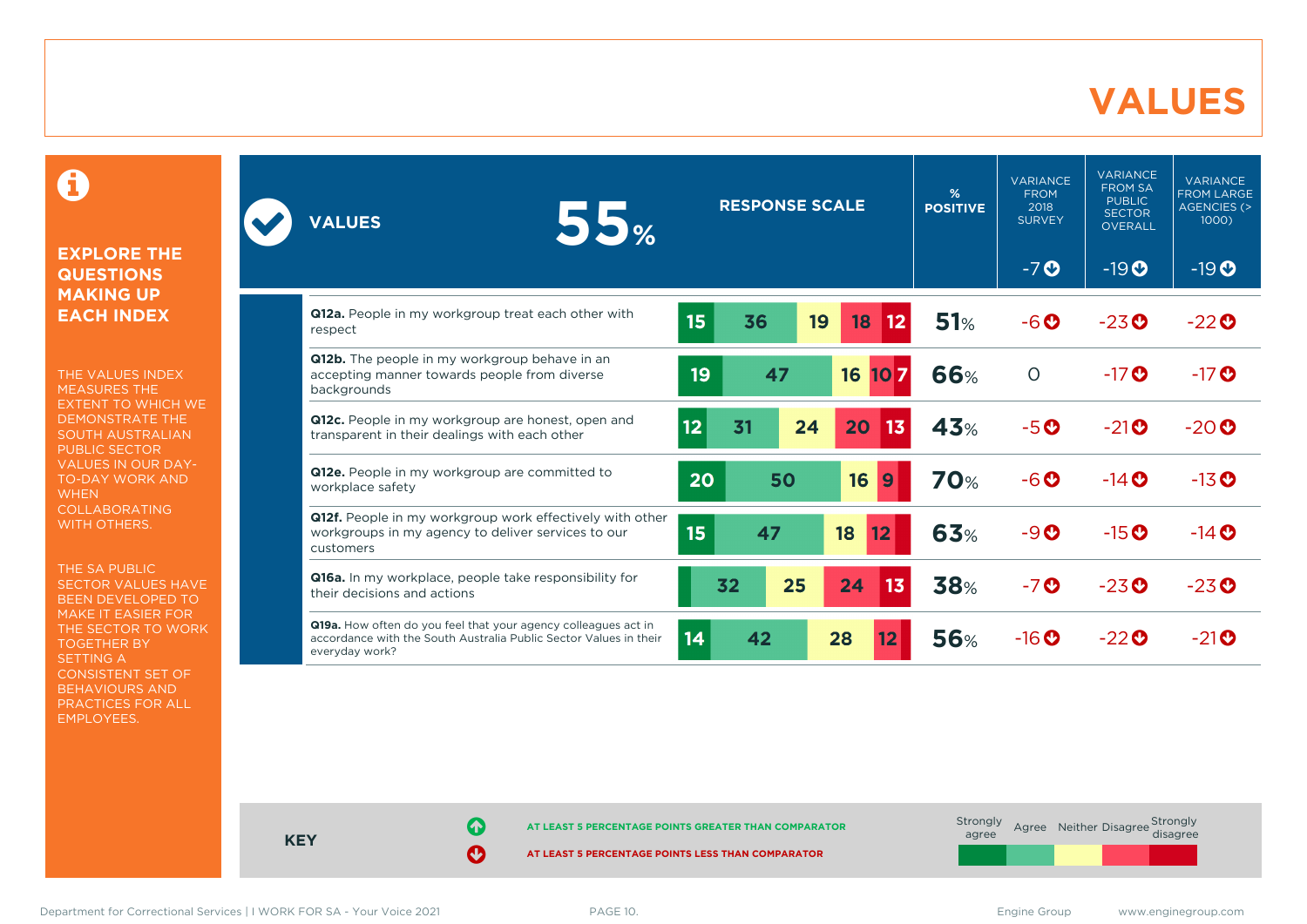# VALUES

## EXPLORE THE QUESTIONS MAKING UP EACH INDEX

THE VALUES INDEX MEASURES THE EXTENT TO WHICH WE DEMONSTRATE THE SOUTH AUSTRALIAN PUBLIC SECTOR VALUES IN OUR DAY-TO-DAY WORK AND WHEN COLLABORATING WITH OTHERS.

THE SA PUBLIC SECTOR VALUES HAVE BEEN DEVELOPED TO MAKE IT EASIER FOR THE SECTOR TO WORK TOGETHER BY SETTING A CONSISTENT SET OF BEHAVIOURS AND PRACTICES FOR ALL EMPLOYEES.

| VALUES 55% | Strongly agree | Agree | Neither | Disagree | Strongly disagree | % POSITIVE | VARIANCE FROM 2018 SURVEY | VARIANCE FROM SA PUBLIC SECTOR OVERALL | VARIANCE FROM LARGE AGENCIES (> 1000) |
|---|---|---|---|---|---|---|---|---|---|
| | | | | | | | -7 ↓ | -19 ↓ | -19 ↓ |
| **Q12a.** People in my workgroup treat each other with respect | 15 | 36 | 19 | 18 | 12 | 51% | -6 ↓ | -23 ↓ | -22 ↓ |
| **Q12b.** The people in my workgroup behave in an accepting manner towards people from diverse backgrounds | 19 | 47 | 16 | 10 | 7 | 66% | 0 | -17 ↓ | -17 ↓ |
| **Q12c.** People in my workgroup are honest, open and transparent in their dealings with each other | 12 | 31 | 24 | 20 | 13 | 43% | -5 ↓ | -21 ↓ | -20 ↓ |
| **Q12e.** People in my workgroup are committed to workplace safety | 20 | 50 | 16 | 9 | | 70% | -6 ↓ | -14 ↓ | -13 ↓ |
| **Q12f.** People in my workgroup work effectively with other workgroups in my agency to deliver services to our customers | 15 | 47 | 18 | 12 | | 63% | -9 ↓ | -15 ↓ | -14 ↓ |
| **Q16a.** In my workplace, people take responsibility for their decisions and actions | | 32 | 25 | 24 | 13 | 38% | -7 ↓ | -23 ↓ | -23 ↓ |
| **Q19a.** How often do you feel that your agency colleagues act in accordance with the South Australia Public Sector Values in their everyday work? | 14 | 42 | 28 | 12 | | 56% | -16 ↓ | -22 ↓ | -21 ↓ |

**KEY**

↑ AT LEAST 5 PERCENTAGE POINTS GREATER THAN COMPARATOR

↓ AT LEAST 5 PERCENTAGE POINTS LESS THAN COMPARATOR

Strongly agree | Agree | Neither | Disagree | Strongly disagree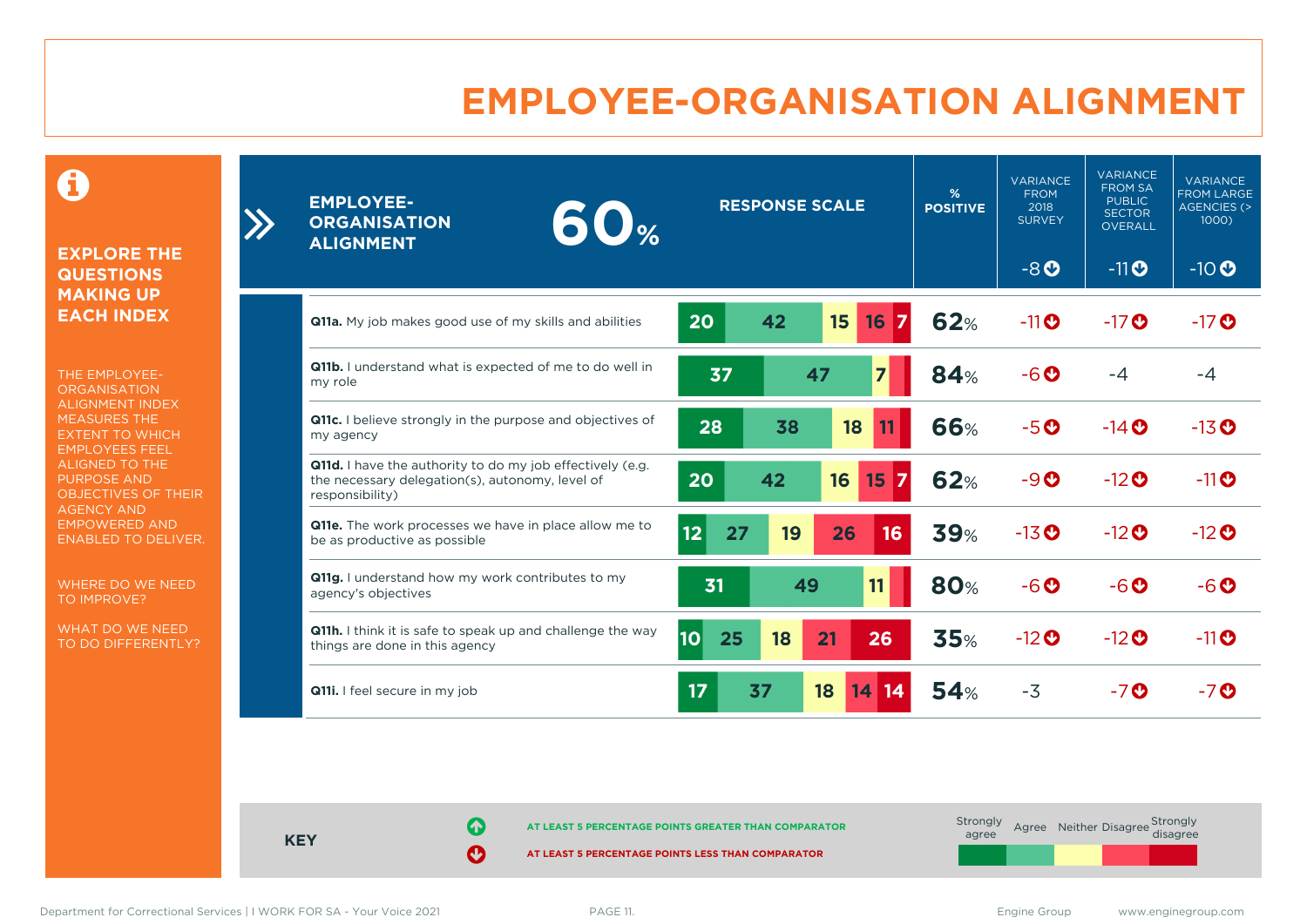# EMPLOYEE-ORGANISATION ALIGNMENT

**EXPLORE THE QUESTIONS MAKING UP EACH INDEX**

THE EMPLOYEE-ORGANISATION ALIGNMENT INDEX MEASURES THE EXTENT TO WHICH EMPLOYEES FEEL ALIGNED TO THE PURPOSE AND OBJECTIVES OF THEIR AGENCY AND EMPOWERED AND ENABLED TO DELIVER.

WHERE DO WE NEED TO IMPROVE?

WHAT DO WE NEED TO DO DIFFERENTLY?

**EMPLOYEE-ORGANISATION ALIGNMENT 60%**

| Question | Strongly agree | Agree | Neither | Disagree | Strongly disagree | % Positive | Variance from 2018 survey (-8) | Variance from SA Public Sector overall (-11) | Variance from large agencies (> 1000) (-10) |
|---|---|---|---|---|---|---|---|---|---|
| **Q11a.** My job makes good use of my skills and abilities | 20 | 42 | 15 | 16 | 7 | 62% | -11 | -17 | -17 |
| **Q11b.** I understand what is expected of me to do well in my role | 37 | 47 | 7 | | | 84% | -6 | -4 | -4 |
| **Q11c.** I believe strongly in the purpose and objectives of my agency | 28 | 38 | 18 | 11 | | 66% | -5 | -14 | -13 |
| **Q11d.** I have the authority to do my job effectively (e.g. the necessary delegation(s), autonomy, level of responsibility) | 20 | 42 | 16 | 15 | 7 | 62% | -9 | -12 | -11 |
| **Q11e.** The work processes we have in place allow me to be as productive as possible | 12 | 27 | 19 | 26 | 16 | 39% | -13 | -12 | -12 |
| **Q11g.** I understand how my work contributes to my agency's objectives | 31 | 49 | 11 | | | 80% | -6 | -6 | -6 |
| **Q11h.** I think it is safe to speak up and challenge the way things are done in this agency | 10 | 25 | 18 | 21 | 26 | 35% | -12 | -12 | -11 |
| **Q11i.** I feel secure in my job | 17 | 37 | 18 | 14 | 14 | 54% | -3 | -7 | -7 |

**KEY**

- ↑ AT LEAST 5 PERCENTAGE POINTS GREATER THAN COMPARATOR
- ↓ AT LEAST 5 PERCENTAGE POINTS LESS THAN COMPARATOR

Response scale: Strongly agree, Agree, Neither, Disagree, Strongly disagree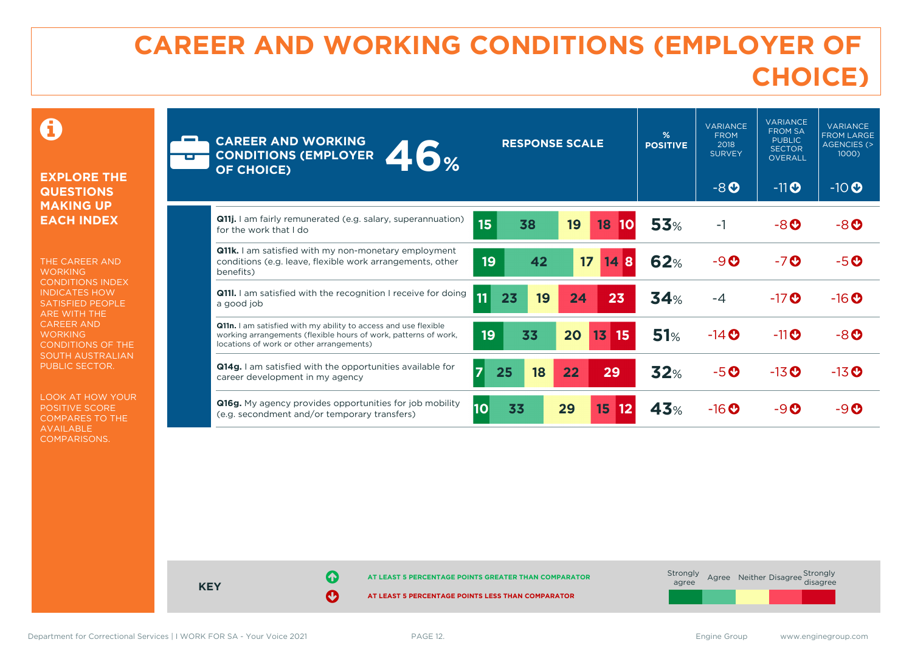# CAREER AND WORKING CONDITIONS (EMPLOYER OF CHOICE)

**EXPLORE THE QUESTIONS MAKING UP EACH INDEX**

THE CAREER AND WORKING CONDITIONS INDEX INDICATES HOW SATISFIED PEOPLE ARE WITH THE CAREER AND WORKING CONDITIONS OF THE SOUTH AUSTRALIAN PUBLIC SECTOR.

LOOK AT HOW YOUR POSITIVE SCORE COMPARES TO THE AVAILABLE COMPARISONS.

| CAREER AND WORKING CONDITIONS (EMPLOYER OF CHOICE) 46% | Strongly agree | Agree | Neither | Disagree | Strongly disagree | % POSITIVE | VARIANCE FROM 2018 SURVEY | VARIANCE FROM SA PUBLIC SECTOR OVERALL | VARIANCE FROM LARGE AGENCIES (> 1000) |
|---|---|---|---|---|---|---|---|---|---|
| | | | | | | | -8 ↓ | -11 ↓ | -10 ↓ |
| **Q11j.** I am fairly remunerated (e.g. salary, superannuation) for the work that I do | 15 | 38 | 19 | 18 | 10 | 53% | -1 | -8 ↓ | -8 ↓ |
| **Q11k.** I am satisfied with my non-monetary employment conditions (e.g. leave, flexible work arrangements, other benefits) | 19 | 42 | 17 | 14 | 8 | 62% | -9 ↓ | -7 ↓ | -5 ↓ |
| **Q11l.** I am satisfied with the recognition I receive for doing a good job | 11 | 23 | 19 | 24 | 23 | 34% | -4 | -17 ↓ | -16 ↓ |
| **Q11n.** I am satisfied with my ability to access and use flexible working arrangements (flexible hours of work, patterns of work, locations of work or other arrangements) | 19 | 33 | 20 | 13 | 15 | 51% | -14 ↓ | -11 ↓ | -8 ↓ |
| **Q14g.** I am satisfied with the opportunities available for career development in my agency | 7 | 25 | 18 | 22 | 29 | 32% | -5 ↓ | -13 ↓ | -13 ↓ |
| **Q16g.** My agency provides opportunities for job mobility (e.g. secondment and/or temporary transfers) | 10 | 33 | 29 | 15 | 12 | 43% | -16 ↓ | -9 ↓ | -9 ↓ |

**KEY**

↑ AT LEAST 5 PERCENTAGE POINTS GREATER THAN COMPARATOR

↓ AT LEAST 5 PERCENTAGE POINTS LESS THAN COMPARATOR

Strongly agree | Agree | Neither | Disagree | Strongly disagree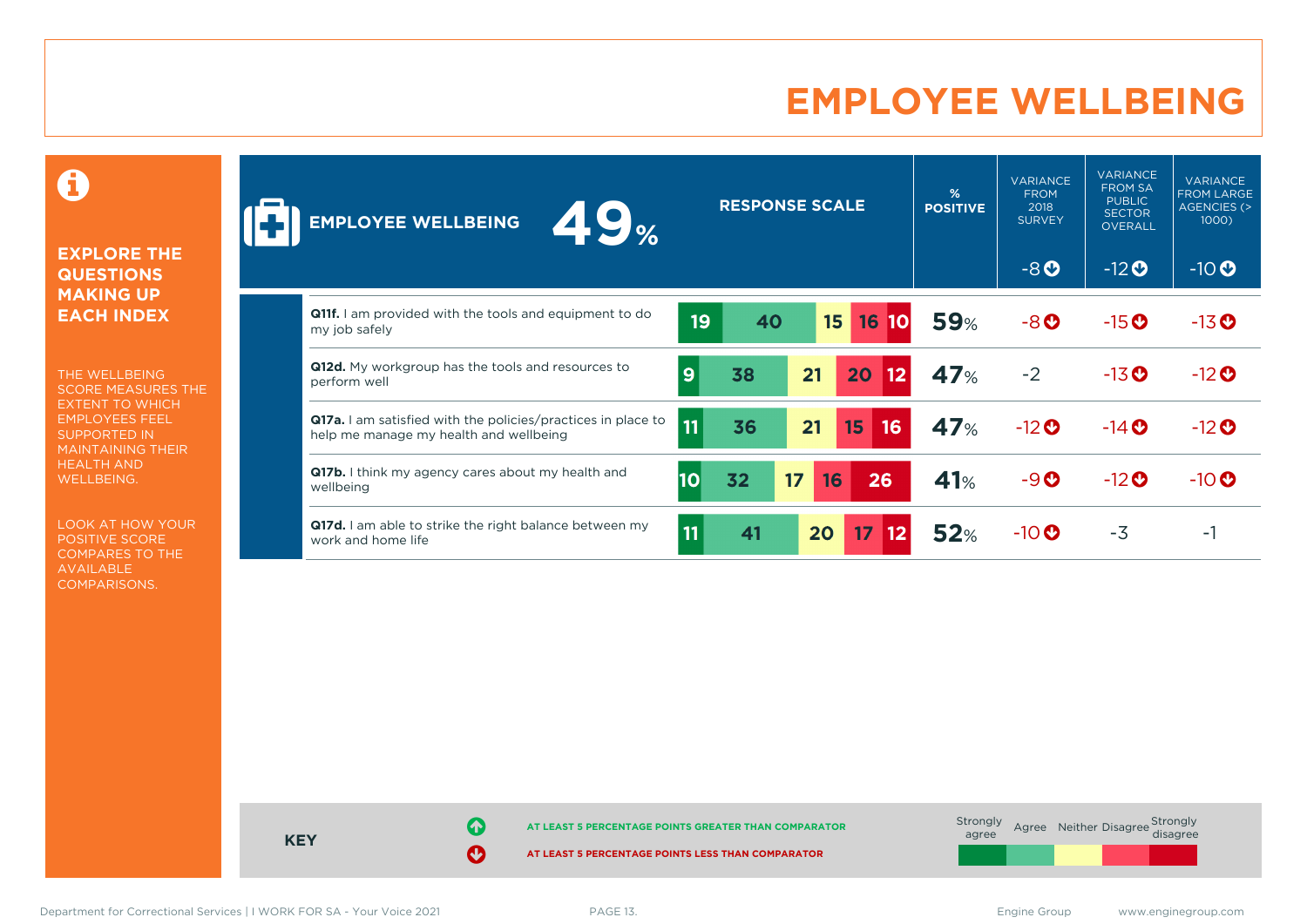# EMPLOYEE WELLBEING

**EXPLORE THE QUESTIONS MAKING UP EACH INDEX**

THE WELLBEING SCORE MEASURES THE EXTENT TO WHICH EMPLOYEES FEEL SUPPORTED IN MAINTAINING THEIR HEALTH AND WELLBEING.

LOOK AT HOW YOUR POSITIVE SCORE COMPARES TO THE AVAILABLE COMPARISONS.

| EMPLOYEE WELLBEING 49% | Strongly agree | Agree | Neither | Disagree | Strongly disagree | % POSITIVE | VARIANCE FROM 2018 SURVEY | VARIANCE FROM SA PUBLIC SECTOR OVERALL | VARIANCE FROM LARGE AGENCIES (> 1000) |
|---|---|---|---|---|---|---|---|---|---|
| | | | | | | | -8 ↓ | -12 ↓ | -10 ↓ |
| **Q11f.** I am provided with the tools and equipment to do my job safely | 19 | 40 | 15 | 16 | 10 | 59% | -8 ↓ | -15 ↓ | -13 ↓ |
| **Q12d.** My workgroup has the tools and resources to perform well | 9 | 38 | 21 | 20 | 12 | 47% | -2 | -13 ↓ | -12 ↓ |
| **Q17a.** I am satisfied with the policies/practices in place to help me manage my health and wellbeing | 11 | 36 | 21 | 15 | 16 | 47% | -12 ↓ | -14 ↓ | -12 ↓ |
| **Q17b.** I think my agency cares about my health and wellbeing | 10 | 32 | 17 | 16 | 26 | 41% | -9 ↓ | -12 ↓ | -10 ↓ |
| **Q17d.** I am able to strike the right balance between my work and home life | 11 | 41 | 20 | 17 | 12 | 52% | -10 ↓ | -3 | -1 |

**KEY**

↑ AT LEAST 5 PERCENTAGE POINTS GREATER THAN COMPARATOR

↓ AT LEAST 5 PERCENTAGE POINTS LESS THAN COMPARATOR

Response scale: Strongly agree, Agree, Neither, Disagree, Strongly disagree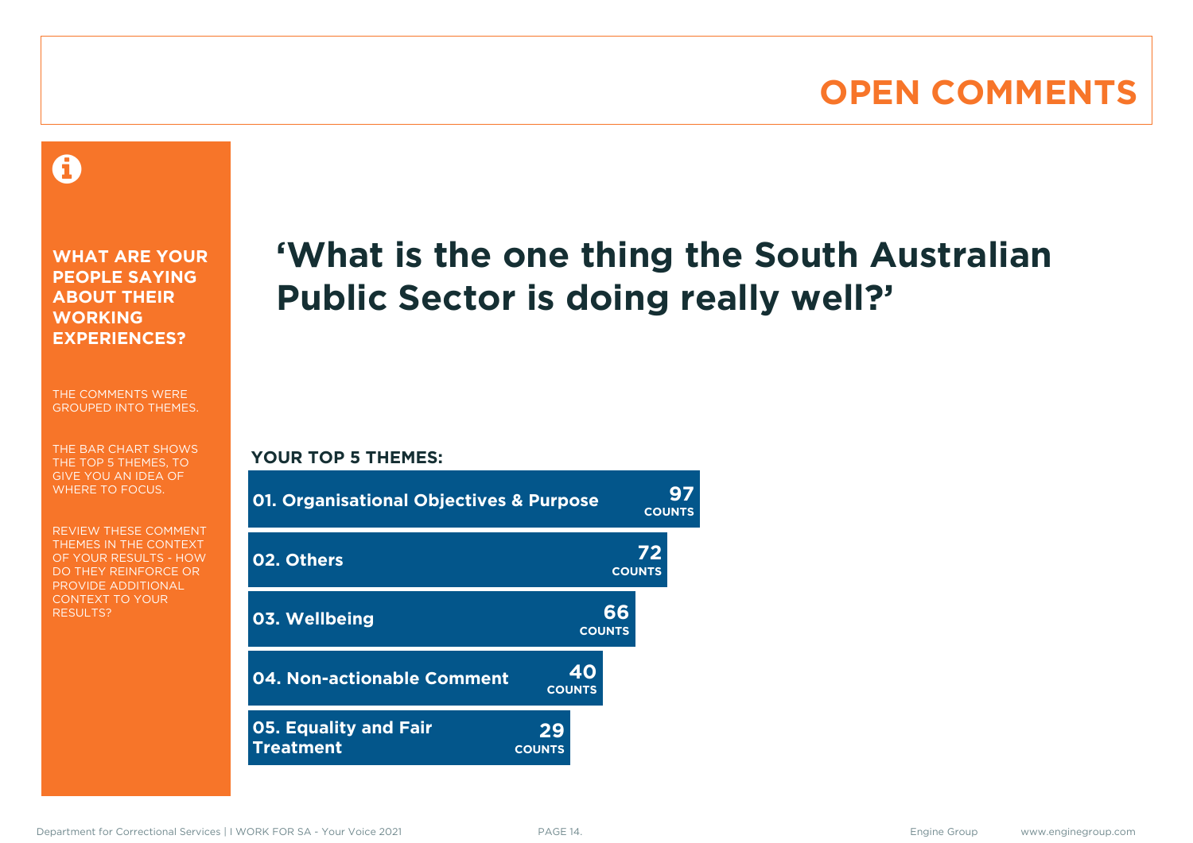# OPEN COMMENTS

**WHAT ARE YOUR PEOPLE SAYING ABOUT THEIR WORKING EXPERIENCES?**

THE COMMENTS WERE GROUPED INTO THEMES.

THE BAR CHART SHOWS THE TOP 5 THEMES, TO GIVE YOU AN IDEA OF WHERE TO FOCUS.

REVIEW THESE COMMENT THEMES IN THE CONTEXT OF YOUR RESULTS - HOW DO THEY REINFORCE OR PROVIDE ADDITIONAL CONTEXT TO YOUR RESULTS?

## 'What is the one thing the South Australian Public Sector is doing really well?'

**YOUR TOP 5 THEMES:**

| Theme | Counts |
|---|---|
| 01. Organisational Objectives & Purpose | 97 |
| 02. Others | 72 |
| 03. Wellbeing | 66 |
| 04. Non-actionable Comment | 40 |
| 05. Equality and Fair Treatment | 29 |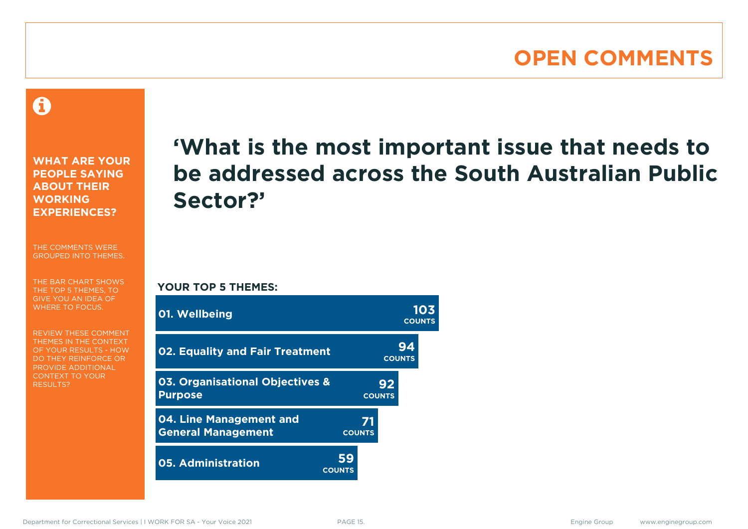# OPEN COMMENTS

**WHAT ARE YOUR PEOPLE SAYING ABOUT THEIR WORKING EXPERIENCES?**

THE COMMENTS WERE GROUPED INTO THEMES.

THE BAR CHART SHOWS THE TOP 5 THEMES, TO GIVE YOU AN IDEA OF WHERE TO FOCUS.

REVIEW THESE COMMENT THEMES IN THE CONTEXT OF YOUR RESULTS - HOW DO THEY REINFORCE OR PROVIDE ADDITIONAL CONTEXT TO YOUR RESULTS?

## ‘What is the most important issue that needs to be addressed across the South Australian Public Sector?’

**YOUR TOP 5 THEMES:**

| Theme | Counts |
| --- | --- |
| 01. Wellbeing | 103 |
| 02. Equality and Fair Treatment | 94 |
| 03. Organisational Objectives & Purpose | 92 |
| 04. Line Management and General Management | 71 |
| 05. Administration | 59 |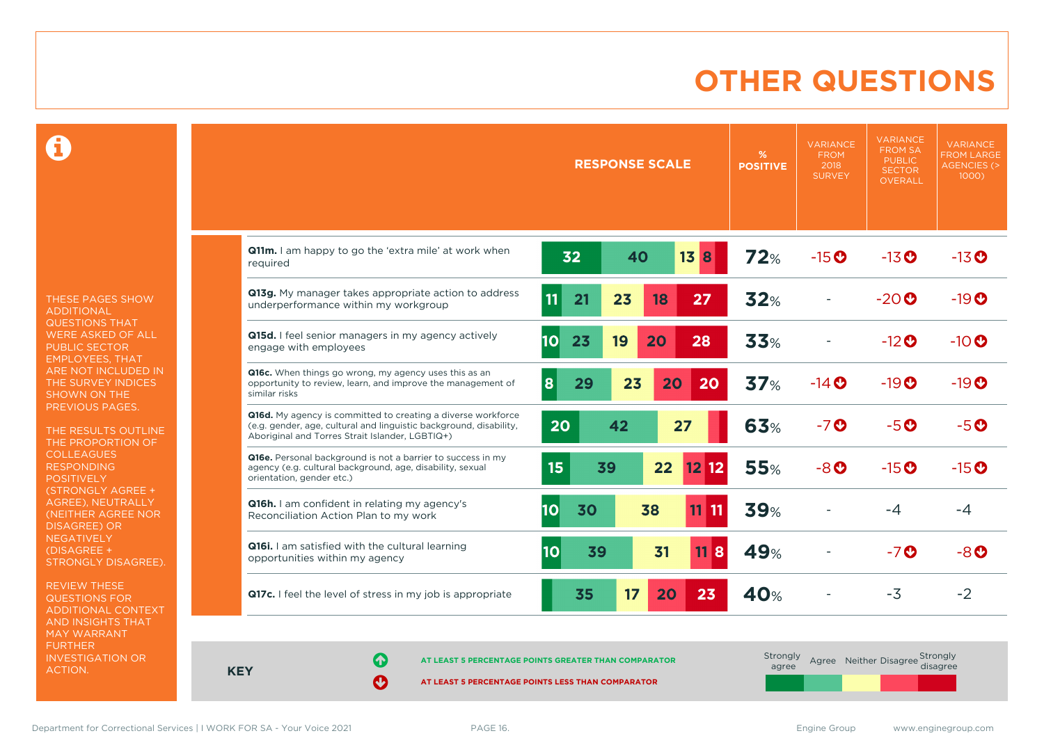# OTHER QUESTIONS

THESE PAGES SHOW ADDITIONAL QUESTIONS THAT WERE ASKED OF ALL PUBLIC SECTOR EMPLOYEES, THAT ARE NOT INCLUDED IN THE SURVEY INDICES SHOWN ON THE PREVIOUS PAGES.

THE RESULTS OUTLINE THE PROPORTION OF COLLEAGUES RESPONDING POSITIVELY (STRONGLY AGREE + AGREE), NEUTRALLY (NEITHER AGREE NOR DISAGREE) OR NEGATIVELY (DISAGREE + STRONGLY DISAGREE).

REVIEW THESE QUESTIONS FOR ADDITIONAL CONTEXT AND INSIGHTS THAT MAY WARRANT FURTHER INVESTIGATION OR ACTION.

| Question | Response scale | % Positive | Variance from 2018 survey | Variance from SA public sector overall | Variance from large agencies (> 1000) |
|---|---|---|---|---|---|
| **Q11m.** I am happy to go the 'extra mile' at work when required | 32 / 40 / 13 / 8 | 72% | -15 ↓ | -13 ↓ | -13 ↓ |
| **Q13g.** My manager takes appropriate action to address underperformance within my workgroup | 11 / 21 / 23 / 18 / 27 | 32% | - | -20 ↓ | -19 ↓ |
| **Q15d.** I feel senior managers in my agency actively engage with employees | 10 / 23 / 19 / 20 / 28 | 33% | - | -12 ↓ | -10 ↓ |
| **Q16c.** When things go wrong, my agency uses this as an opportunity to review, learn, and improve the management of similar risks | 8 / 29 / 23 / 20 / 20 | 37% | -14 ↓ | -19 ↓ | -19 ↓ |
| **Q16d.** My agency is committed to creating a diverse workforce (e.g. gender, age, cultural and linguistic background, disability, Aboriginal and Torres Strait Islander, LGBTIQ+) | 20 / 42 / 27 | 63% | -7 ↓ | -5 ↓ | -5 ↓ |
| **Q16e.** Personal background is not a barrier to success in my agency (e.g. cultural background, age, disability, sexual orientation, gender etc.) | 15 / 39 / 22 / 12 / 12 | 55% | -8 ↓ | -15 ↓ | -15 ↓ |
| **Q16h.** I am confident in relating my agency's Reconciliation Action Plan to my work | 10 / 30 / 38 / 11 / 11 | 39% | - | -4 | -4 |
| **Q16i.** I am satisfied with the cultural learning opportunities within my agency | 10 / 39 / 31 / 11 / 8 | 49% | - | -7 ↓ | -8 ↓ |
| **Q17c.** I feel the level of stress in my job is appropriate | 35 / 17 / 20 / 23 | 40% | - | -3 | -2 |

**KEY**

- ↑ AT LEAST 5 PERCENTAGE POINTS GREATER THAN COMPARATOR
- ↓ AT LEAST 5 PERCENTAGE POINTS LESS THAN COMPARATOR

Response scale: Strongly agree | Agree | Neither | Disagree | Strongly disagree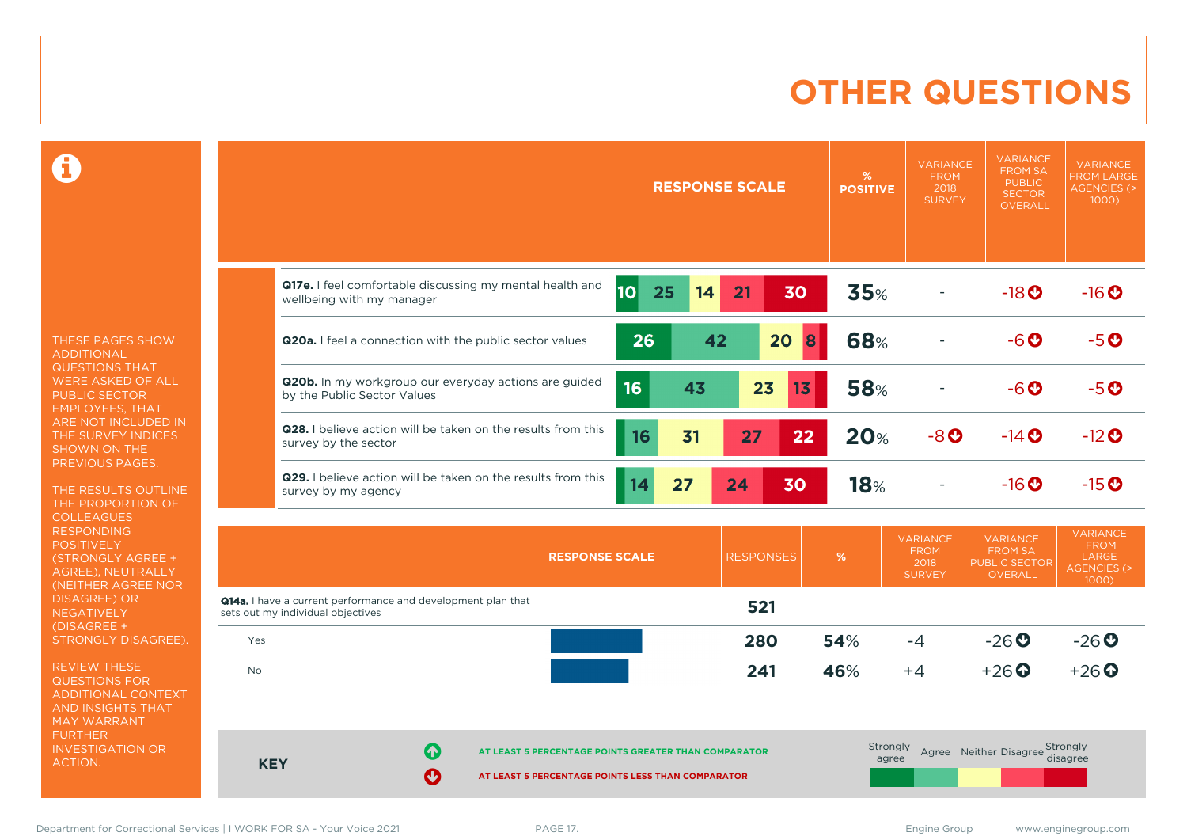# OTHER QUESTIONS

THESE PAGES SHOW ADDITIONAL QUESTIONS THAT WERE ASKED OF ALL PUBLIC SECTOR EMPLOYEES, THAT ARE NOT INCLUDED IN THE SURVEY INDICES SHOWN ON THE PREVIOUS PAGES.

THE RESULTS OUTLINE THE PROPORTION OF COLLEAGUES RESPONDING POSITIVELY (STRONGLY AGREE + AGREE), NEUTRALLY (NEITHER AGREE NOR DISAGREE) OR NEGATIVELY (DISAGREE + STRONGLY DISAGREE).

REVIEW THESE QUESTIONS FOR ADDITIONAL CONTEXT AND INSIGHTS THAT MAY WARRANT FURTHER INVESTIGATION OR ACTION.

| Question | Response scale (Strongly agree / Agree / Neither / Disagree / Strongly disagree) | % Positive | Variance from 2018 survey | Variance from SA Public Sector overall | Variance from large agencies (> 1000) |
|---|---|---|---|---|---|
| **Q17e.** I feel comfortable discussing my mental health and wellbeing with my manager | 10 / 25 / 14 / 21 / 30 | 35% | - | -18 ↓ | -16 ↓ |
| **Q20a.** I feel a connection with the public sector values | 26 / 42 / 20 / 8 / | 68% | - | -6 ↓ | -5 ↓ |
| **Q20b.** In my workgroup our everyday actions are guided by the Public Sector Values | 16 / 43 / 23 / 13 / | 58% | - | -6 ↓ | -5 ↓ |
| **Q28.** I believe action will be taken on the results from this survey by the sector | / 16 / 31 / 27 / 22 | 20% | -8 ↓ | -14 ↓ | -12 ↓ |
| **Q29.** I believe action will be taken on the results from this survey by my agency | / 14 / 27 / 24 / 30 | 18% | - | -16 ↓ | -15 ↓ |

| Response scale | Responses | % | Variance from 2018 survey | Variance from SA Public Sector overall | Variance from large agencies (> 1000) |
|---|---|---|---|---|---|
| **Q14a.** I have a current performance and development plan that sets out my individual objectives | 521 | | | | |
| Yes | 280 | 54% | -4 | -26 ↓ | -26 ↓ |
| No | 241 | 46% | +4 | +26 ↑ | +26 ↑ |

**KEY**

↑ AT LEAST 5 PERCENTAGE POINTS GREATER THAN COMPARATOR

↓ AT LEAST 5 PERCENTAGE POINTS LESS THAN COMPARATOR

Strongly agree | Agree | Neither | Disagree | Strongly disagree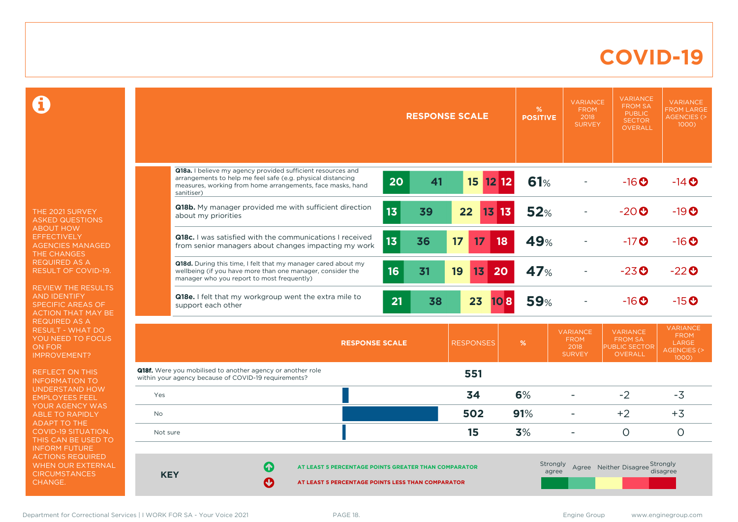# COVID-19

THE 2021 SURVEY ASKED QUESTIONS ABOUT HOW EFFECTIVELY AGENCIES MANAGED THE CHANGES REQUIRED AS A RESULT OF COVID-19.

REVIEW THE RESULTS AND IDENTIFY SPECIFIC AREAS OF ACTION THAT MAY BE REQUIRED AS A RESULT - WHAT DO YOU NEED TO FOCUS ON FOR IMPROVEMENT?

REFLECT ON THIS INFORMATION TO UNDERSTAND HOW EMPLOYEES FEEL YOUR AGENCY WAS ABLE TO RAPIDLY ADAPT TO THE COVID-19 SITUATION. THIS CAN BE USED TO INFORM FUTURE ACTIONS REQUIRED WHEN OUR EXTERNAL CIRCUMSTANCES CHANGE.

| | Strongly agree | Agree | Neither | Disagree | Strongly disagree | % POSITIVE | VARIANCE FROM 2018 SURVEY | VARIANCE FROM SA PUBLIC SECTOR OVERALL | VARIANCE FROM LARGE AGENCIES (> 1000) |
|---|---|---|---|---|---|---|---|---|---|
| **Q18a.** I believe my agency provided sufficient resources and arrangements to help me feel safe (e.g. physical distancing measures, working from home arrangements, face masks, hand sanitiser) | 20 | 41 | 15 | 12 | 12 | 61% | - | -16 ↓ | -14 ↓ |
| **Q18b.** My manager provided me with sufficient direction about my priorities | 13 | 39 | 22 | 13 | 13 | 52% | - | -20 ↓ | -19 ↓ |
| **Q18c.** I was satisfied with the communications I received from senior managers about changes impacting my work | 13 | 36 | 17 | 17 | 18 | 49% | - | -17 ↓ | -16 ↓ |
| **Q18d.** During this time, I felt that my manager cared about my wellbeing (if you have more than one manager, consider the manager who you report to most frequently) | 16 | 31 | 19 | 13 | 20 | 47% | - | -23 ↓ | -22 ↓ |
| **Q18e.** I felt that my workgroup went the extra mile to support each other | 21 | 38 | 23 | 10 | 8 | 59% | - | -16 ↓ | -15 ↓ |

| RESPONSE SCALE | RESPONSES | % | VARIANCE FROM 2018 SURVEY | VARIANCE FROM SA PUBLIC SECTOR OVERALL | VARIANCE FROM LARGE AGENCIES (> 1000) |
|---|---|---|---|---|---|
| **Q18f.** Were you mobilised to another agency or another role within your agency because of COVID-19 requirements? | 551 | | | | |
| Yes | 34 | 6% | - | -2 | -3 |
| No | 502 | 91% | - | +2 | +3 |
| Not sure | 15 | 3% | - | 0 | 0 |

**KEY**

↑ AT LEAST 5 PERCENTAGE POINTS GREATER THAN COMPARATOR

↓ AT LEAST 5 PERCENTAGE POINTS LESS THAN COMPARATOR

Strongly agree | Agree | Neither | Disagree | Strongly disagree

Department for Correctional Services | I WORK FOR SA - Your Voice 2021 · Engine Group · www.enginegroup.com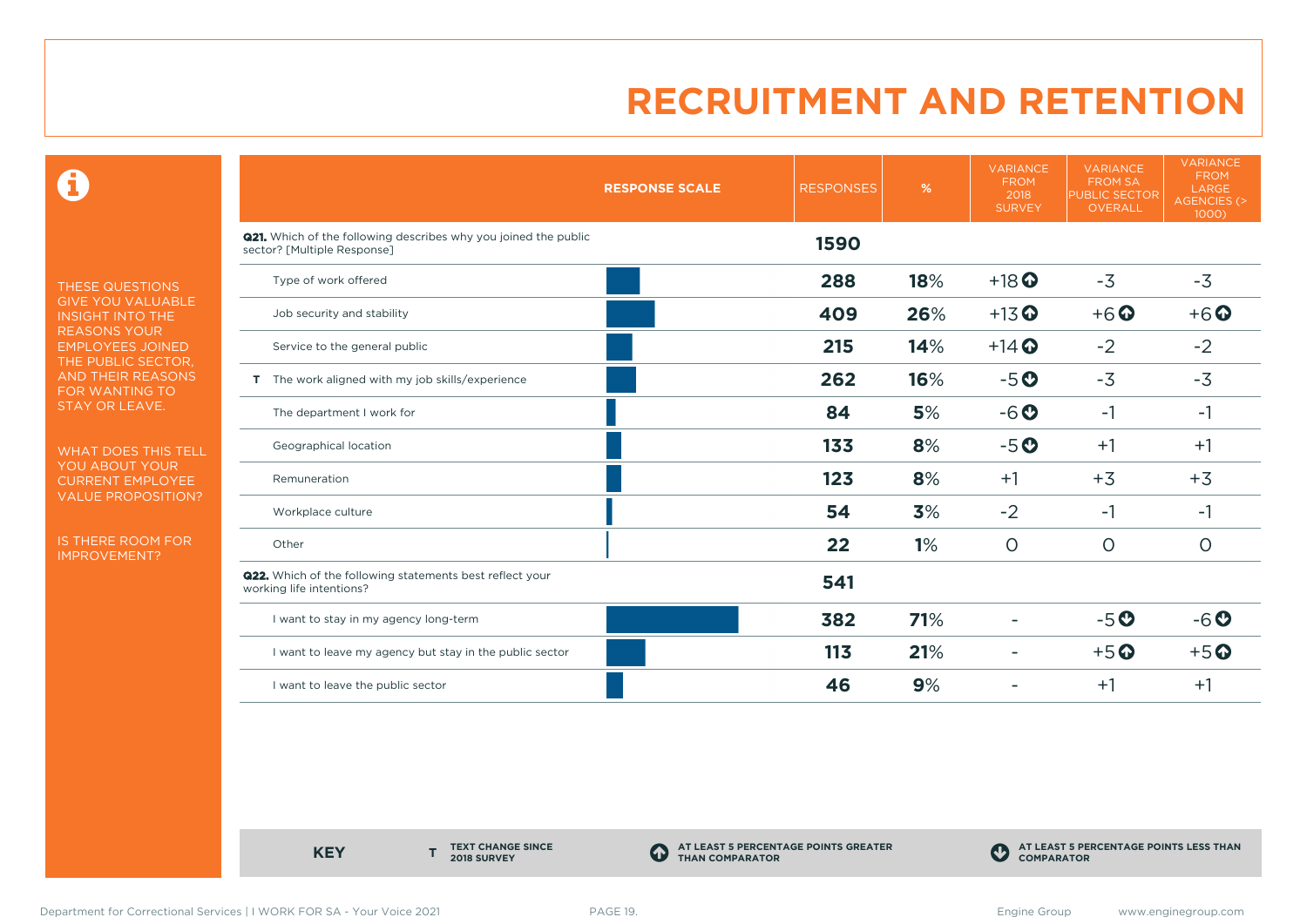# RECRUITMENT AND RETENTION

THESE QUESTIONS GIVE YOU VALUABLE INSIGHT INTO THE REASONS YOUR EMPLOYEES JOINED THE PUBLIC SECTOR, AND THEIR REASONS FOR WANTING TO STAY OR LEAVE.

WHAT DOES THIS TELL YOU ABOUT YOUR CURRENT EMPLOYEE VALUE PROPOSITION?

IS THERE ROOM FOR IMPROVEMENT?

| | RESPONSE SCALE | RESPONSES | % | VARIANCE FROM 2018 SURVEY | VARIANCE FROM SA PUBLIC SECTOR OVERALL | VARIANCE FROM LARGE AGENCIES (> 1000) |
|---|---|---|---|---|---|---|
| **Q21.** Which of the following describes why you joined the public sector? [Multiple Response] | | **1590** | | | | |
| Type of work offered | | **288** | **18%** | +18 ⬆ | -3 | -3 |
| Job security and stability | | **409** | **26%** | +13 ⬆ | +6 ⬆ | +6 ⬆ |
| Service to the general public | | **215** | **14%** | +14 ⬆ | -2 | -2 |
| T The work aligned with my job skills/experience | | **262** | **16%** | -5 ⬇ | -3 | -3 |
| The department I work for | | **84** | **5%** | -6 ⬇ | -1 | -1 |
| Geographical location | | **133** | **8%** | -5 ⬇ | +1 | +1 |
| Remuneration | | **123** | **8%** | +1 | +3 | +3 |
| Workplace culture | | **54** | **3%** | -2 | -1 | -1 |
| Other | | **22** | **1%** | 0 | 0 | 0 |
| **Q22.** Which of the following statements best reflect your working life intentions? | | **541** | | | | |
| I want to stay in my agency long-term | | **382** | **71%** | - | -5 ⬇ | -6 ⬇ |
| I want to leave my agency but stay in the public sector | | **113** | **21%** | - | +5 ⬆ | +5 ⬆ |
| I want to leave the public sector | | **46** | **9%** | - | +1 | +1 |

**KEY**

- **T** TEXT CHANGE SINCE 2018 SURVEY
- ⬆ AT LEAST 5 PERCENTAGE POINTS GREATER THAN COMPARATOR
- ⬇ AT LEAST 5 PERCENTAGE POINTS LESS THAN COMPARATOR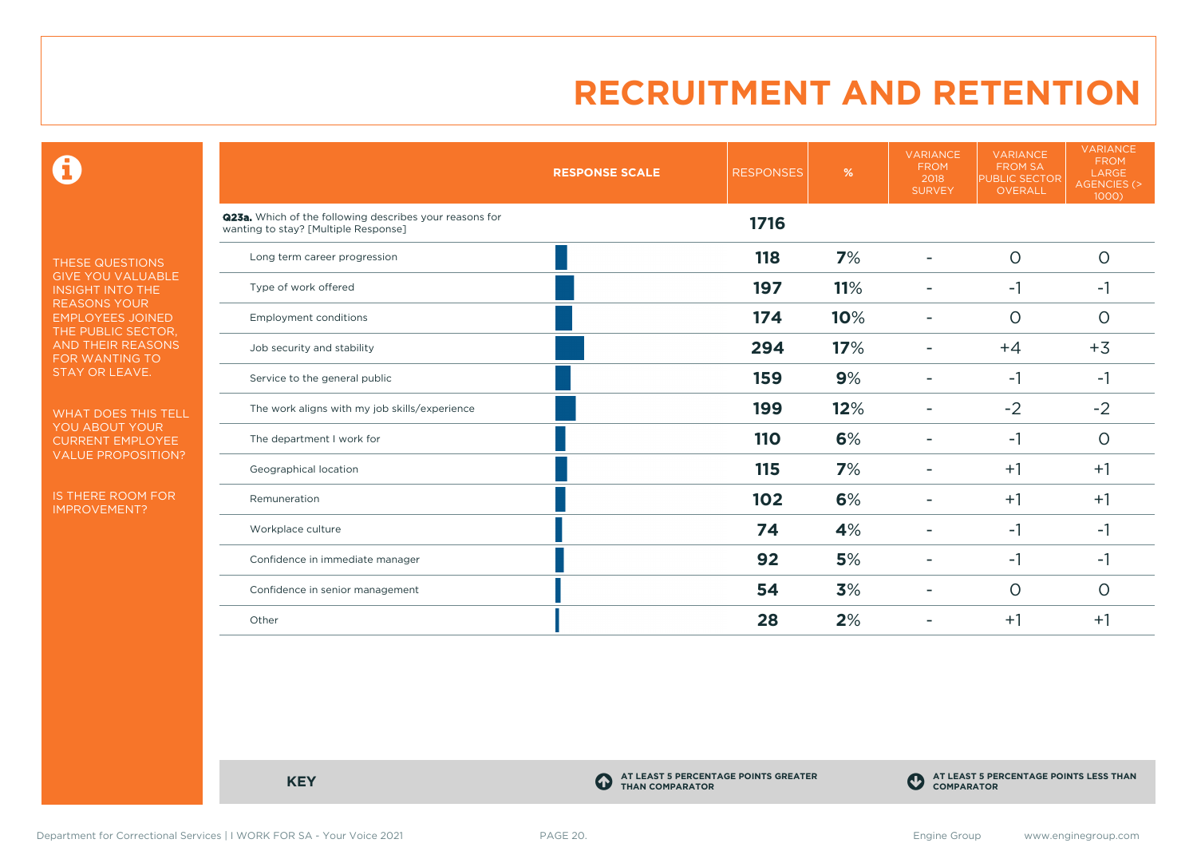# RECRUITMENT AND RETENTION

THESE QUESTIONS GIVE YOU VALUABLE INSIGHT INTO THE REASONS YOUR EMPLOYEES JOINED THE PUBLIC SECTOR, AND THEIR REASONS FOR WANTING TO STAY OR LEAVE.

WHAT DOES THIS TELL YOU ABOUT YOUR CURRENT EMPLOYEE VALUE PROPOSITION?

IS THERE ROOM FOR IMPROVEMENT?

| RESPONSE SCALE | RESPONSES | % | VARIANCE FROM 2018 SURVEY | VARIANCE FROM SA PUBLIC SECTOR OVERALL | VARIANCE FROM LARGE AGENCIES (> 1000) |
|---|---|---|---|---|---|
| **Q23a.** Which of the following describes your reasons for wanting to stay? [Multiple Response] | **1716** | | | | |
| Long term career progression | **118** | **7%** | - | 0 | 0 |
| Type of work offered | **197** | **11%** | - | -1 | -1 |
| Employment conditions | **174** | **10%** | - | 0 | 0 |
| Job security and stability | **294** | **17%** | - | +4 | +3 |
| Service to the general public | **159** | **9%** | - | -1 | -1 |
| The work aligns with my job skills/experience | **199** | **12%** | - | -2 | -2 |
| The department I work for | **110** | **6%** | - | -1 | 0 |
| Geographical location | **115** | **7%** | - | +1 | +1 |
| Remuneration | **102** | **6%** | - | +1 | +1 |
| Workplace culture | **74** | **4%** | - | -1 | -1 |
| Confidence in immediate manager | **92** | **5%** | - | -1 | -1 |
| Confidence in senior management | **54** | **3%** | - | 0 | 0 |
| Other | **28** | **2%** | - | +1 | +1 |

**KEY**

**AT LEAST 5 PERCENTAGE POINTS GREATER THAN COMPARATOR**

**AT LEAST 5 PERCENTAGE POINTS LESS THAN COMPARATOR**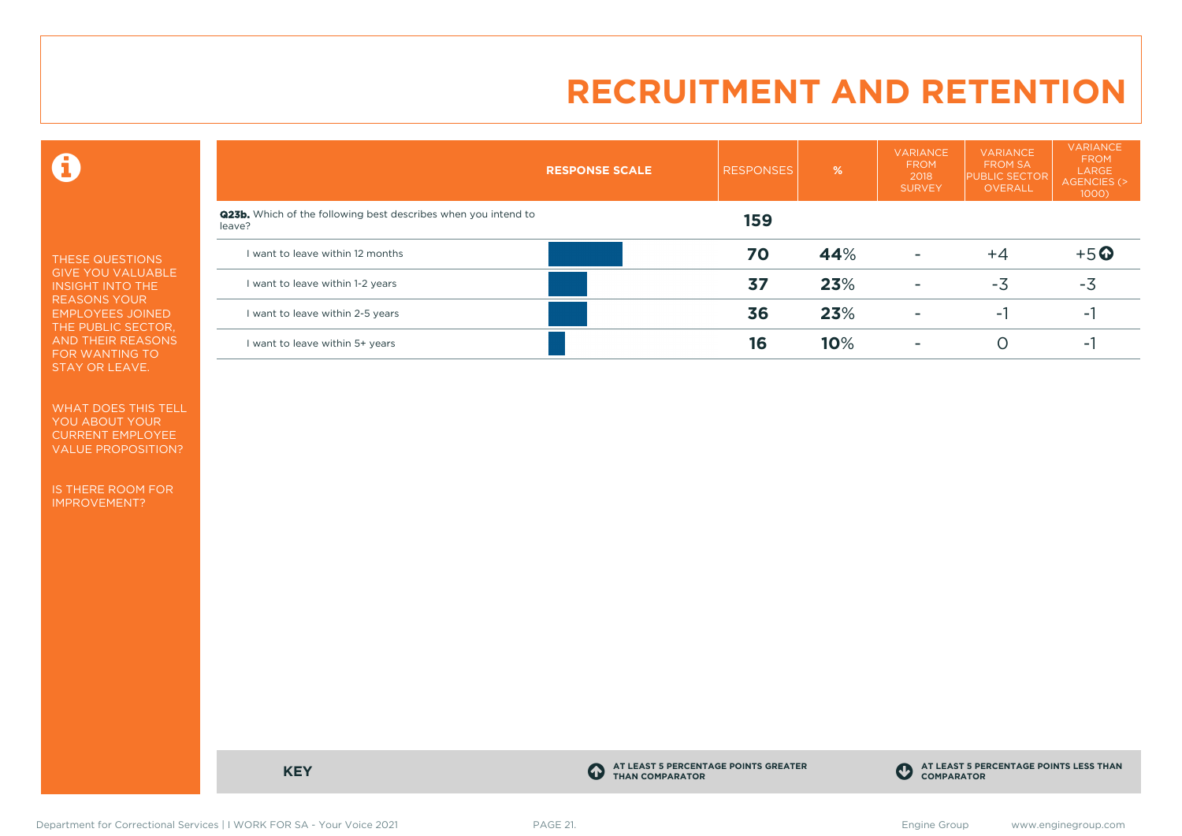# RECRUITMENT AND RETENTION

THESE QUESTIONS GIVE YOU VALUABLE INSIGHT INTO THE REASONS YOUR EMPLOYEES JOINED THE PUBLIC SECTOR, AND THEIR REASONS FOR WANTING TO STAY OR LEAVE.

WHAT DOES THIS TELL YOU ABOUT YOUR CURRENT EMPLOYEE VALUE PROPOSITION?

IS THERE ROOM FOR IMPROVEMENT?

| RESPONSE SCALE | RESPONSES | % | VARIANCE FROM 2018 SURVEY | VARIANCE FROM SA PUBLIC SECTOR OVERALL | VARIANCE FROM LARGE AGENCIES (> 1000) |
|---|---|---|---|---|---|
| **Q23b.** Which of the following best describes when you intend to leave? | **159** | | | | |
| I want to leave within 12 months | **70** | **44**% | - | +4 | +5 ⬆ |
| I want to leave within 1-2 years | **37** | **23**% | - | -3 | -3 |
| I want to leave within 2-5 years | **36** | **23**% | - | -1 | -1 |
| I want to leave within 5+ years | **16** | **10**% | - | 0 | -1 |

**KEY**

⬆ AT LEAST 5 PERCENTAGE POINTS GREATER THAN COMPARATOR

⬇ AT LEAST 5 PERCENTAGE POINTS LESS THAN COMPARATOR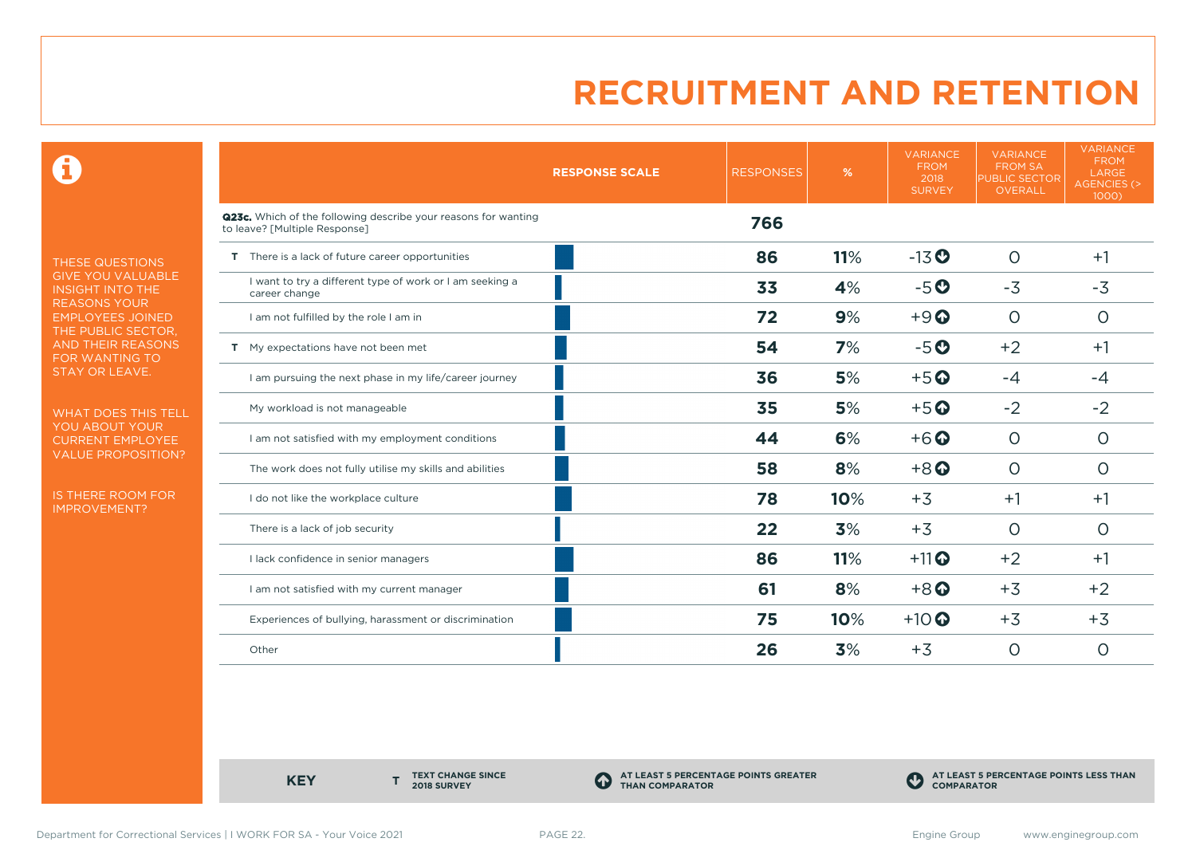# RECRUITMENT AND RETENTION

THESE QUESTIONS GIVE YOU VALUABLE INSIGHT INTO THE REASONS YOUR EMPLOYEES JOINED THE PUBLIC SECTOR, AND THEIR REASONS FOR WANTING TO STAY OR LEAVE.

WHAT DOES THIS TELL YOU ABOUT YOUR CURRENT EMPLOYEE VALUE PROPOSITION?

IS THERE ROOM FOR IMPROVEMENT?

| | RESPONSE SCALE | RESPONSES | % | VARIANCE FROM 2018 SURVEY | VARIANCE FROM SA PUBLIC SECTOR OVERALL | VARIANCE FROM LARGE AGENCIES (> 1000) |
|---|---|---|---|---|---|---|
| **Q23c.** Which of the following describe your reasons for wanting to leave? [Multiple Response] | | **766** | | | | |
| T There is a lack of future career opportunities | | **86** | **11%** | -13 ↓ | 0 | +1 |
| I want to try a different type of work or I am seeking a career change | | **33** | **4%** | -5 ↓ | -3 | -3 |
| I am not fulfilled by the role I am in | | **72** | **9%** | +9 ↑ | 0 | 0 |
| T My expectations have not been met | | **54** | **7%** | -5 ↓ | +2 | +1 |
| I am pursuing the next phase in my life/career journey | | **36** | **5%** | +5 ↑ | -4 | -4 |
| My workload is not manageable | | **35** | **5%** | +5 ↑ | -2 | -2 |
| I am not satisfied with my employment conditions | | **44** | **6%** | +6 ↑ | 0 | 0 |
| The work does not fully utilise my skills and abilities | | **58** | **8%** | +8 ↑ | 0 | 0 |
| I do not like the workplace culture | | **78** | **10%** | +3 | +1 | +1 |
| There is a lack of job security | | **22** | **3%** | +3 | 0 | 0 |
| I lack confidence in senior managers | | **86** | **11%** | +11 ↑ | +2 | +1 |
| I am not satisfied with my current manager | | **61** | **8%** | +8 ↑ | +3 | +2 |
| Experiences of bullying, harassment or discrimination | | **75** | **10%** | +10 ↑ | +3 | +3 |
| Other | | **26** | **3%** | +3 | 0 | 0 |

**KEY**

**T** TEXT CHANGE SINCE 2018 SURVEY

↑ AT LEAST 5 PERCENTAGE POINTS GREATER THAN COMPARATOR

↓ AT LEAST 5 PERCENTAGE POINTS LESS THAN COMPARATOR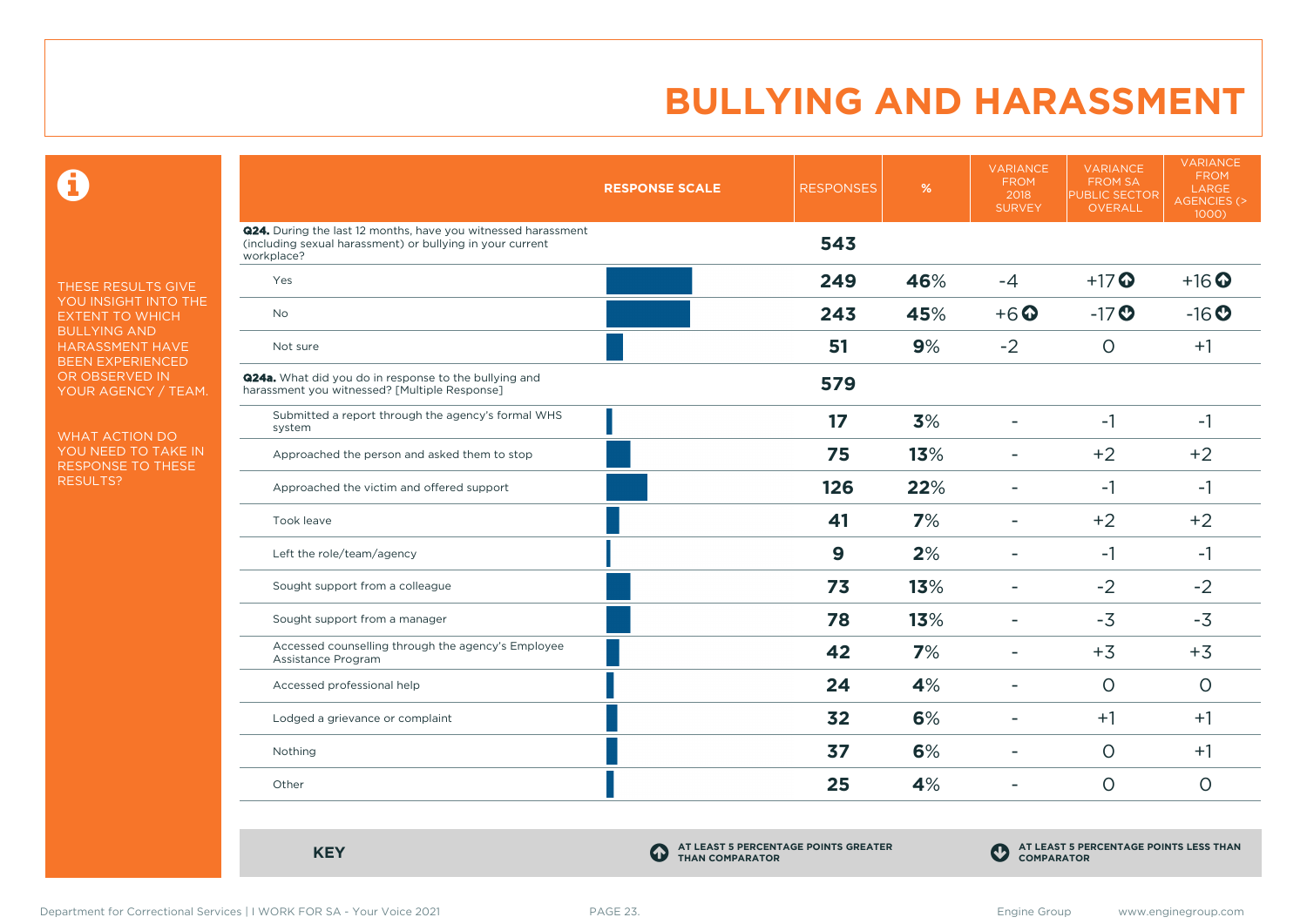# BULLYING AND HARASSMENT

THESE RESULTS GIVE YOU INSIGHT INTO THE EXTENT TO WHICH BULLYING AND HARASSMENT HAVE BEEN EXPERIENCED OR OBSERVED IN YOUR AGENCY / TEAM.

WHAT ACTION DO YOU NEED TO TAKE IN RESPONSE TO THESE RESULTS?

| RESPONSE SCALE | RESPONSES | % | VARIANCE FROM 2018 SURVEY | VARIANCE FROM SA PUBLIC SECTOR OVERALL | VARIANCE FROM LARGE AGENCIES (> 1000) |
|---|---|---|---|---|---|
| **Q24.** During the last 12 months, have you witnessed harassment (including sexual harassment) or bullying in your current workplace? | **543** | | | | |
| Yes | **249** | **46%** | -4 | +17 ⬆ | +16 ⬆ |
| No | **243** | **45%** | +6 ⬆ | -17 ⬇ | -16 ⬇ |
| Not sure | **51** | **9%** | -2 | 0 | +1 |
| **Q24a.** What did you do in response to the bullying and harassment you witnessed? [Multiple Response] | **579** | | | | |
| Submitted a report through the agency's formal WHS system | **17** | **3%** | - | -1 | -1 |
| Approached the person and asked them to stop | **75** | **13%** | - | +2 | +2 |
| Approached the victim and offered support | **126** | **22%** | - | -1 | -1 |
| Took leave | **41** | **7%** | - | +2 | +2 |
| Left the role/team/agency | **9** | **2%** | - | -1 | -1 |
| Sought support from a colleague | **73** | **13%** | - | -2 | -2 |
| Sought support from a manager | **78** | **13%** | - | -3 | -3 |
| Accessed counselling through the agency's Employee Assistance Program | **42** | **7%** | - | +3 | +3 |
| Accessed professional help | **24** | **4%** | - | 0 | 0 |
| Lodged a grievance or complaint | **32** | **6%** | - | +1 | +1 |
| Nothing | **37** | **6%** | - | 0 | +1 |
| Other | **25** | **4%** | - | 0 | 0 |

**KEY**

⬆ AT LEAST 5 PERCENTAGE POINTS GREATER THAN COMPARATOR

⬇ AT LEAST 5 PERCENTAGE POINTS LESS THAN COMPARATOR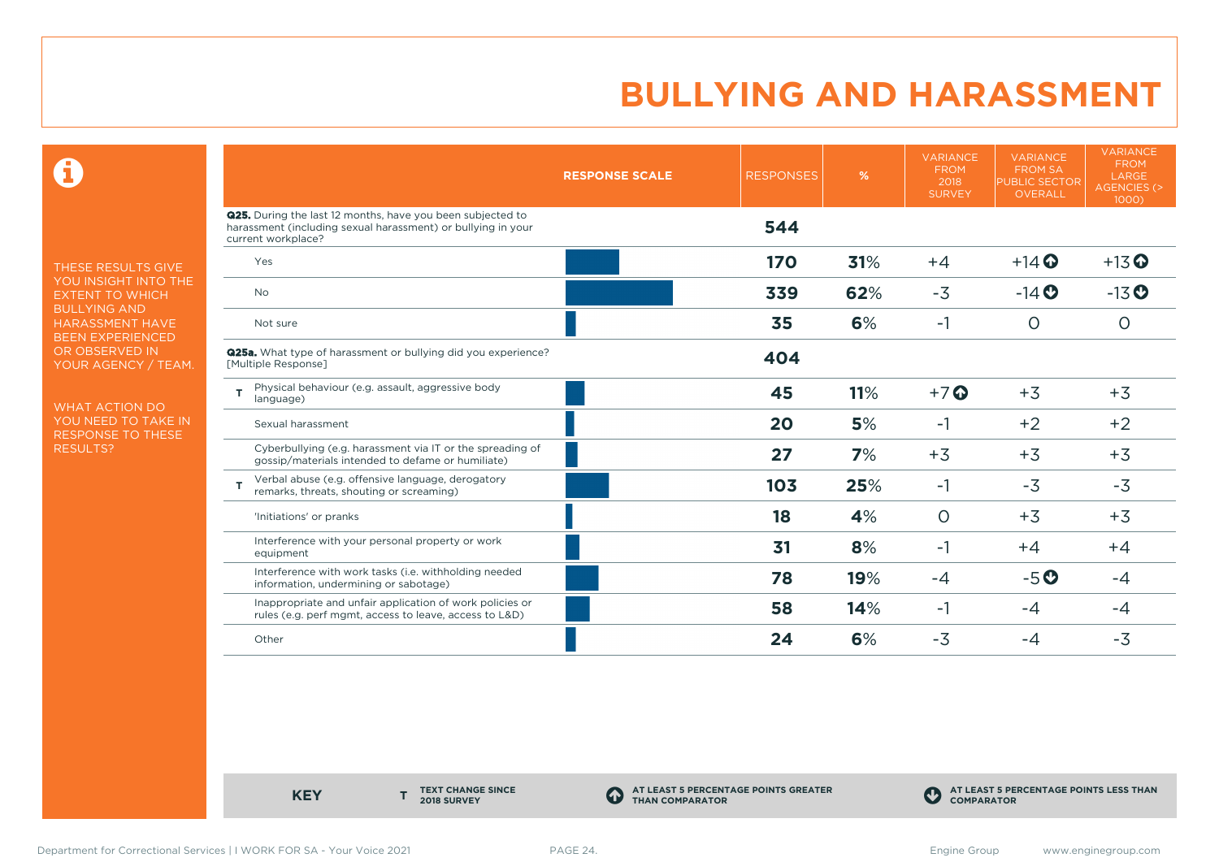# BULLYING AND HARASSMENT

THESE RESULTS GIVE YOU INSIGHT INTO THE EXTENT TO WHICH BULLYING AND HARASSMENT HAVE BEEN EXPERIENCED OR OBSERVED IN YOUR AGENCY / TEAM.

WHAT ACTION DO YOU NEED TO TAKE IN RESPONSE TO THESE RESULTS?

| | RESPONSE SCALE | RESPONSES | % | VARIANCE FROM 2018 SURVEY | VARIANCE FROM SA PUBLIC SECTOR OVERALL | VARIANCE FROM LARGE AGENCIES (> 1000) |
|---|---|---|---|---|---|---|
| **Q25.** During the last 12 months, have you been subjected to harassment (including sexual harassment) or bullying in your current workplace? | | **544** | | | | |
| Yes | | **170** | **31%** | +4 | +14 ⬆ | +13 ⬆ |
| No | | **339** | **62%** | -3 | -14 ⬇ | -13 ⬇ |
| Not sure | | **35** | **6%** | -1 | 0 | 0 |
| **Q25a.** What type of harassment or bullying did you experience? [Multiple Response] | | **404** | | | | |
| T Physical behaviour (e.g. assault, aggressive body language) | | **45** | **11%** | +7 ⬆ | +3 | +3 |
| Sexual harassment | | **20** | **5%** | -1 | +2 | +2 |
| Cyberbullying (e.g. harassment via IT or the spreading of gossip/materials intended to defame or humiliate) | | **27** | **7%** | +3 | +3 | +3 |
| T Verbal abuse (e.g. offensive language, derogatory remarks, threats, shouting or screaming) | | **103** | **25%** | -1 | -3 | -3 |
| 'Initiations' or pranks | | **18** | **4%** | 0 | +3 | +3 |
| Interference with your personal property or work equipment | | **31** | **8%** | -1 | +4 | +4 |
| Interference with work tasks (i.e. withholding needed information, undermining or sabotage) | | **78** | **19%** | -4 | -5 ⬇ | -4 |
| Inappropriate and unfair application of work policies or rules (e.g. perf mgmt, access to leave, access to L&D) | | **58** | **14%** | -1 | -4 | -4 |
| Other | | **24** | **6%** | -3 | -4 | -3 |

**KEY** — T TEXT CHANGE SINCE 2018 SURVEY — ⬆ AT LEAST 5 PERCENTAGE POINTS GREATER THAN COMPARATOR — ⬇ AT LEAST 5 PERCENTAGE POINTS LESS THAN COMPARATOR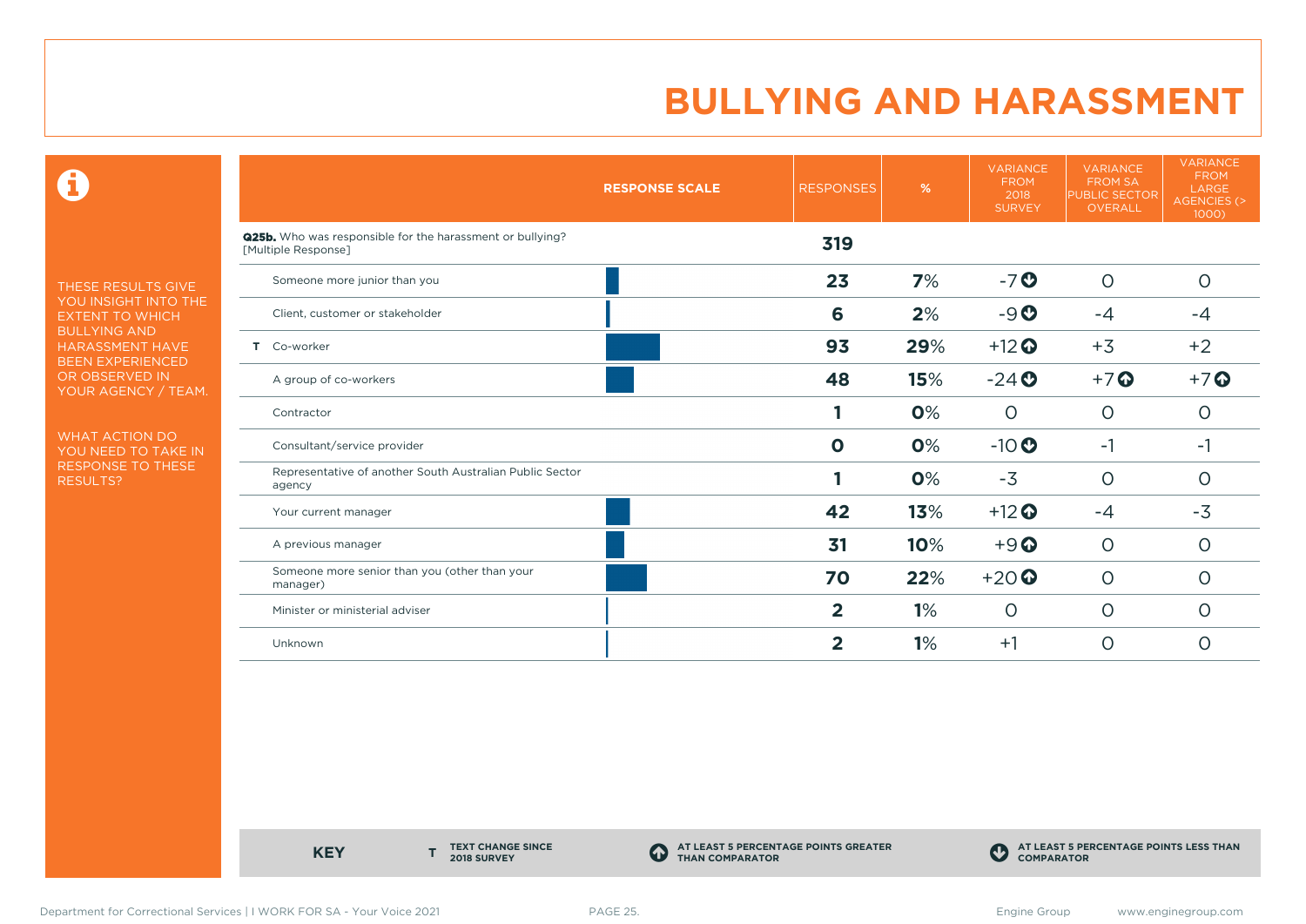# BULLYING AND HARASSMENT

THESE RESULTS GIVE YOU INSIGHT INTO THE EXTENT TO WHICH BULLYING AND HARASSMENT HAVE BEEN EXPERIENCED OR OBSERVED IN YOUR AGENCY / TEAM.

WHAT ACTION DO YOU NEED TO TAKE IN RESPONSE TO THESE RESULTS?

| | RESPONSE SCALE | RESPONSES | % | VARIANCE FROM 2018 SURVEY | VARIANCE FROM SA PUBLIC SECTOR OVERALL | VARIANCE FROM LARGE AGENCIES (> 1000) |
|---|---|---|---|---|---|---|
| **Q25b.** Who was responsible for the harassment or bullying? [Multiple Response] | | **319** | | | | |
| Someone more junior than you | | **23** | **7**% | -7 ⬇ | 0 | 0 |
| Client, customer or stakeholder | | **6** | **2**% | -9 ⬇ | -4 | -4 |
| T Co-worker | | **93** | **29**% | +12 ⬆ | +3 | +2 |
| A group of co-workers | | **48** | **15**% | -24 ⬇ | +7 ⬆ | +7 ⬆ |
| Contractor | | **1** | **0**% | 0 | 0 | 0 |
| Consultant/service provider | | **0** | **0**% | -10 ⬇ | -1 | -1 |
| Representative of another South Australian Public Sector agency | | **1** | **0**% | -3 | 0 | 0 |
| Your current manager | | **42** | **13**% | +12 ⬆ | -4 | -3 |
| A previous manager | | **31** | **10**% | +9 ⬆ | 0 | 0 |
| Someone more senior than you (other than your manager) | | **70** | **22**% | +20 ⬆ | 0 | 0 |
| Minister or ministerial adviser | | **2** | **1**% | 0 | 0 | 0 |
| Unknown | | **2** | **1**% | +1 | 0 | 0 |

**KEY** — **T** TEXT CHANGE SINCE 2018 SURVEY; ⬆ AT LEAST 5 PERCENTAGE POINTS GREATER THAN COMPARATOR; ⬇ AT LEAST 5 PERCENTAGE POINTS LESS THAN COMPARATOR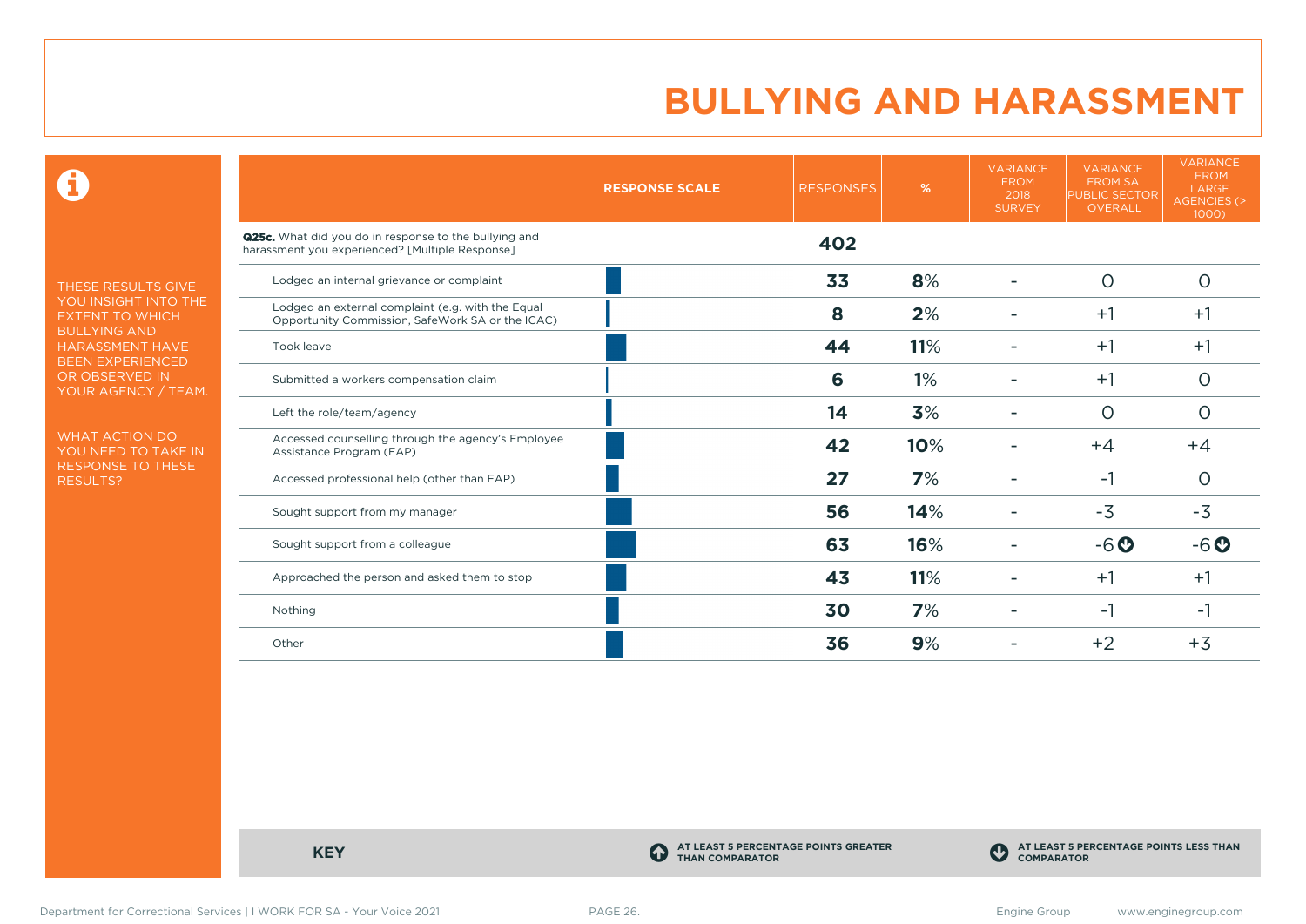# BULLYING AND HARASSMENT

THESE RESULTS GIVE YOU INSIGHT INTO THE EXTENT TO WHICH BULLYING AND HARASSMENT HAVE BEEN EXPERIENCED OR OBSERVED IN YOUR AGENCY / TEAM.

WHAT ACTION DO YOU NEED TO TAKE IN RESPONSE TO THESE RESULTS?

| | RESPONSE SCALE | RESPONSES | % | VARIANCE FROM 2018 SURVEY | VARIANCE FROM SA PUBLIC SECTOR OVERALL | VARIANCE FROM LARGE AGENCIES (> 1000) |
|---|---|---|---|---|---|---|
| **Q25c.** What did you do in response to the bullying and harassment you experienced? [Multiple Response] | | **402** | | | | |
| Lodged an internal grievance or complaint | | **33** | **8**% | - | 0 | 0 |
| Lodged an external complaint (e.g. with the Equal Opportunity Commission, SafeWork SA or the ICAC) | | **8** | **2**% | - | +1 | +1 |
| Took leave | | **44** | **11**% | - | +1 | +1 |
| Submitted a workers compensation claim | | **6** | **1**% | - | +1 | 0 |
| Left the role/team/agency | | **14** | **3**% | - | 0 | 0 |
| Accessed counselling through the agency's Employee Assistance Program (EAP) | | **42** | **10**% | - | +4 | +4 |
| Accessed professional help (other than EAP) | | **27** | **7**% | - | -1 | 0 |
| Sought support from my manager | | **56** | **14**% | - | -3 | -3 |
| Sought support from a colleague | | **63** | **16**% | - | -6 ↓ | -6 ↓ |
| Approached the person and asked them to stop | | **43** | **11**% | - | +1 | +1 |
| Nothing | | **30** | **7**% | - | -1 | -1 |
| Other | | **36** | **9**% | - | +2 | +3 |

**KEY**

↑ AT LEAST 5 PERCENTAGE POINTS GREATER THAN COMPARATOR

↓ AT LEAST 5 PERCENTAGE POINTS LESS THAN COMPARATOR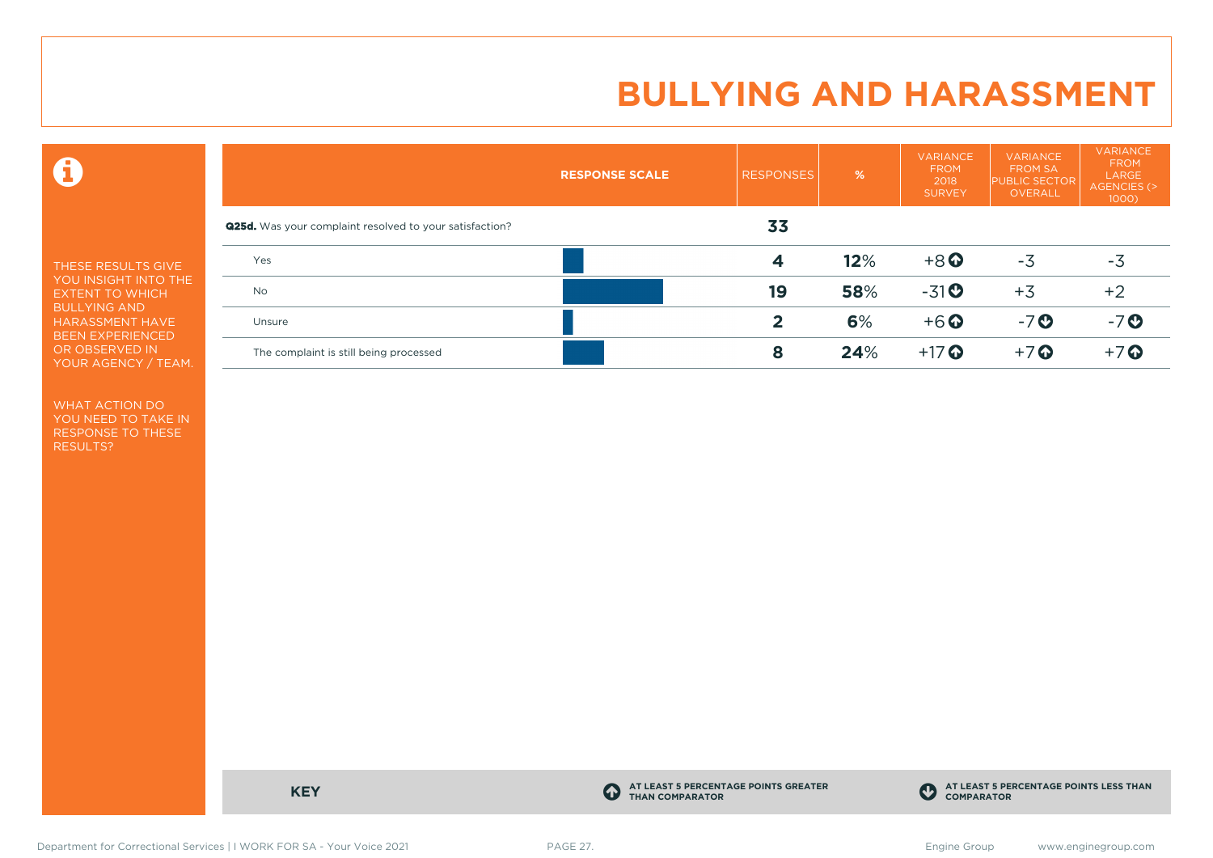# BULLYING AND HARASSMENT

THESE RESULTS GIVE YOU INSIGHT INTO THE EXTENT TO WHICH BULLYING AND HARASSMENT HAVE BEEN EXPERIENCED OR OBSERVED IN YOUR AGENCY / TEAM.

WHAT ACTION DO YOU NEED TO TAKE IN RESPONSE TO THESE RESULTS?

| | RESPONSE SCALE | RESPONSES | % | VARIANCE FROM 2018 SURVEY | VARIANCE FROM SA PUBLIC SECTOR OVERALL | VARIANCE FROM LARGE AGENCIES (> 1000) |
|---|---|---|---|---|---|---|
| **Q25d.** Was your complaint resolved to your satisfaction? | | **33** | | | | |
| Yes | | **4** | **12**% | +8 ⬆ | -3 | -3 |
| No | | **19** | **58**% | -31 ⬇ | +3 | +2 |
| Unsure | | **2** | **6**% | +6 ⬆ | -7 ⬇ | -7 ⬇ |
| The complaint is still being processed | | **8** | **24**% | +17 ⬆ | +7 ⬆ | +7 ⬆ |

**KEY**

⬆ AT LEAST 5 PERCENTAGE POINTS GREATER THAN COMPARATOR

⬇ AT LEAST 5 PERCENTAGE POINTS LESS THAN COMPARATOR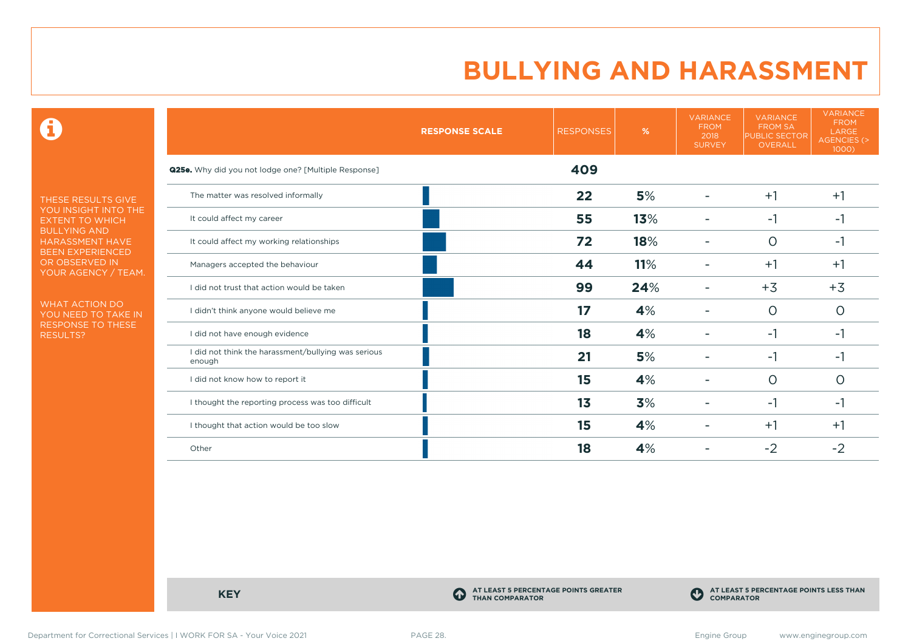# BULLYING AND HARASSMENT

THESE RESULTS GIVE YOU INSIGHT INTO THE EXTENT TO WHICH BULLYING AND HARASSMENT HAVE BEEN EXPERIENCED OR OBSERVED IN YOUR AGENCY / TEAM.

WHAT ACTION DO YOU NEED TO TAKE IN RESPONSE TO THESE RESULTS?

| | RESPONSE SCALE | RESPONSES | % | VARIANCE FROM 2018 SURVEY | VARIANCE FROM SA PUBLIC SECTOR OVERALL | VARIANCE FROM LARGE AGENCIES (> 1000) |
|---|---|---|---|---|---|---|
| **Q25e.** Why did you not lodge one? [Multiple Response] | | **409** | | | | |
| The matter was resolved informally | | **22** | **5**% | - | +1 | +1 |
| It could affect my career | | **55** | **13**% | - | -1 | -1 |
| It could affect my working relationships | | **72** | **18**% | - | 0 | -1 |
| Managers accepted the behaviour | | **44** | **11**% | - | +1 | +1 |
| I did not trust that action would be taken | | **99** | **24**% | - | +3 | +3 |
| I didn't think anyone would believe me | | **17** | **4**% | - | 0 | 0 |
| I did not have enough evidence | | **18** | **4**% | - | -1 | -1 |
| I did not think the harassment/bullying was serious enough | | **21** | **5**% | - | -1 | -1 |
| I did not know how to report it | | **15** | **4**% | - | 0 | 0 |
| I thought the reporting process was too difficult | | **13** | **3**% | - | -1 | -1 |
| I thought that action would be too slow | | **15** | **4**% | - | +1 | +1 |
| Other | | **18** | **4**% | - | -2 | -2 |

**KEY**

**AT LEAST 5 PERCENTAGE POINTS GREATER THAN COMPARATOR**

**AT LEAST 5 PERCENTAGE POINTS LESS THAN COMPARATOR**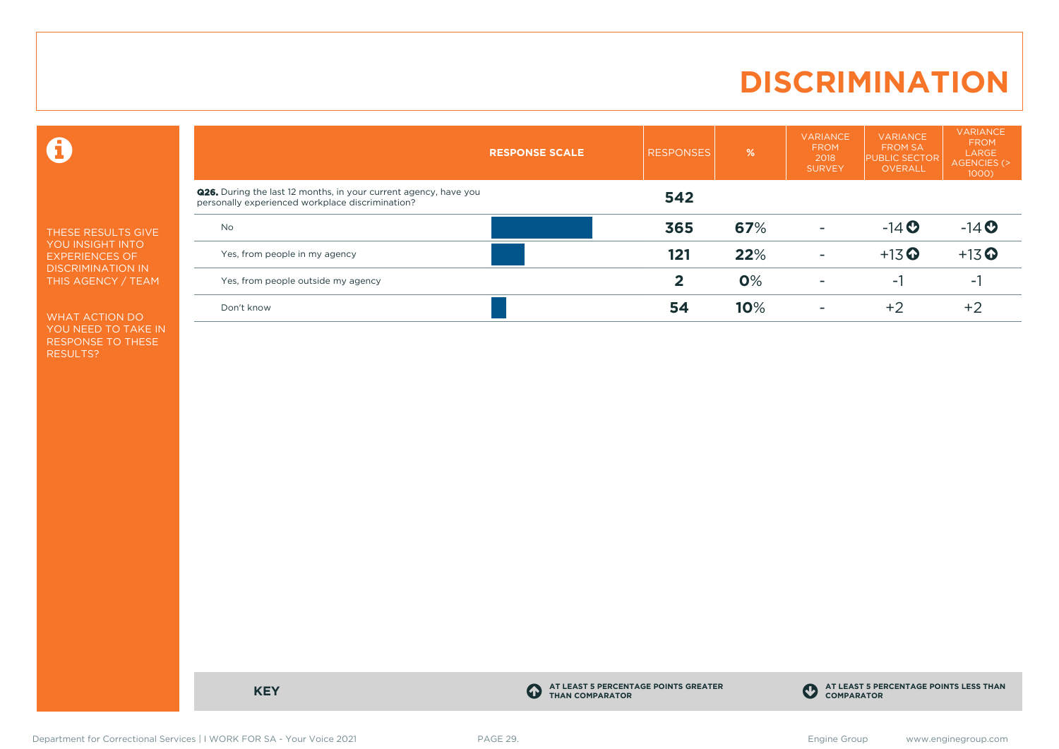# DISCRIMINATION

THESE RESULTS GIVE YOU INSIGHT INTO EXPERIENCES OF DISCRIMINATION IN THIS AGENCY / TEAM

WHAT ACTION DO YOU NEED TO TAKE IN RESPONSE TO THESE RESULTS?

| RESPONSE SCALE | RESPONSES | % | VARIANCE FROM 2018 SURVEY | VARIANCE FROM SA PUBLIC SECTOR OVERALL | VARIANCE FROM LARGE AGENCIES (> 1000) |
|---|---|---|---|---|---|
| **Q26.** During the last 12 months, in your current agency, have you personally experienced workplace discrimination? | **542** | | | | |
| No | **365** | **67**% | - | -14 ⬇ | -14 ⬇ |
| Yes, from people in my agency | **121** | **22**% | - | +13 ⬆ | +13 ⬆ |
| Yes, from people outside my agency | **2** | **0**% | - | -1 | -1 |
| Don't know | **54** | **10**% | - | +2 | +2 |

**KEY**

⬆ AT LEAST 5 PERCENTAGE POINTS GREATER THAN COMPARATOR

⬇ AT LEAST 5 PERCENTAGE POINTS LESS THAN COMPARATOR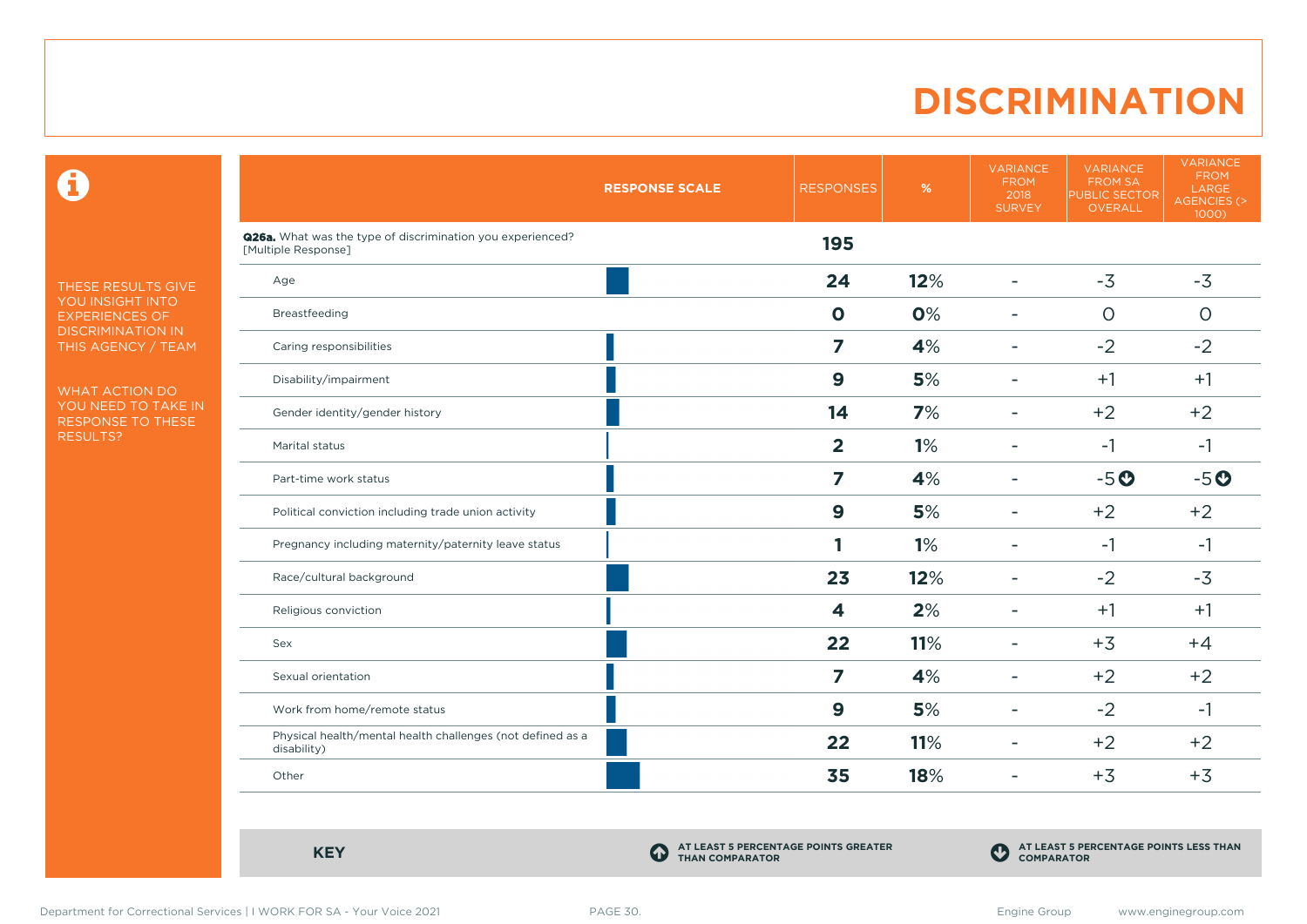# DISCRIMINATION

THESE RESULTS GIVE YOU INSIGHT INTO EXPERIENCES OF DISCRIMINATION IN THIS AGENCY / TEAM

WHAT ACTION DO YOU NEED TO TAKE IN RESPONSE TO THESE RESULTS?

| RESPONSE SCALE | RESPONSES | % | VARIANCE FROM 2018 SURVEY | VARIANCE FROM SA PUBLIC SECTOR OVERALL | VARIANCE FROM LARGE AGENCIES (> 1000) |
|---|---|---|---|---|---|
| **Q26a.** What was the type of discrimination you experienced? [Multiple Response] | **195** | | | | |
| Age | **24** | **12%** | - | -3 | -3 |
| Breastfeeding | **0** | **0%** | - | 0 | 0 |
| Caring responsibilities | **7** | **4%** | - | -2 | -2 |
| Disability/impairment | **9** | **5%** | - | +1 | +1 |
| Gender identity/gender history | **14** | **7%** | - | +2 | +2 |
| Marital status | **2** | **1%** | - | -1 | -1 |
| Part-time work status | **7** | **4%** | - | -5 ↓ | -5 ↓ |
| Political conviction including trade union activity | **9** | **5%** | - | +2 | +2 |
| Pregnancy including maternity/paternity leave status | **1** | **1%** | - | -1 | -1 |
| Race/cultural background | **23** | **12%** | - | -2 | -3 |
| Religious conviction | **4** | **2%** | - | +1 | +1 |
| Sex | **22** | **11%** | - | +3 | +4 |
| Sexual orientation | **7** | **4%** | - | +2 | +2 |
| Work from home/remote status | **9** | **5%** | - | -2 | -1 |
| Physical health/mental health challenges (not defined as a disability) | **22** | **11%** | - | +2 | +2 |
| Other | **35** | **18%** | - | +3 | +3 |

**KEY**

↑ AT LEAST 5 PERCENTAGE POINTS GREATER THAN COMPARATOR

↓ AT LEAST 5 PERCENTAGE POINTS LESS THAN COMPARATOR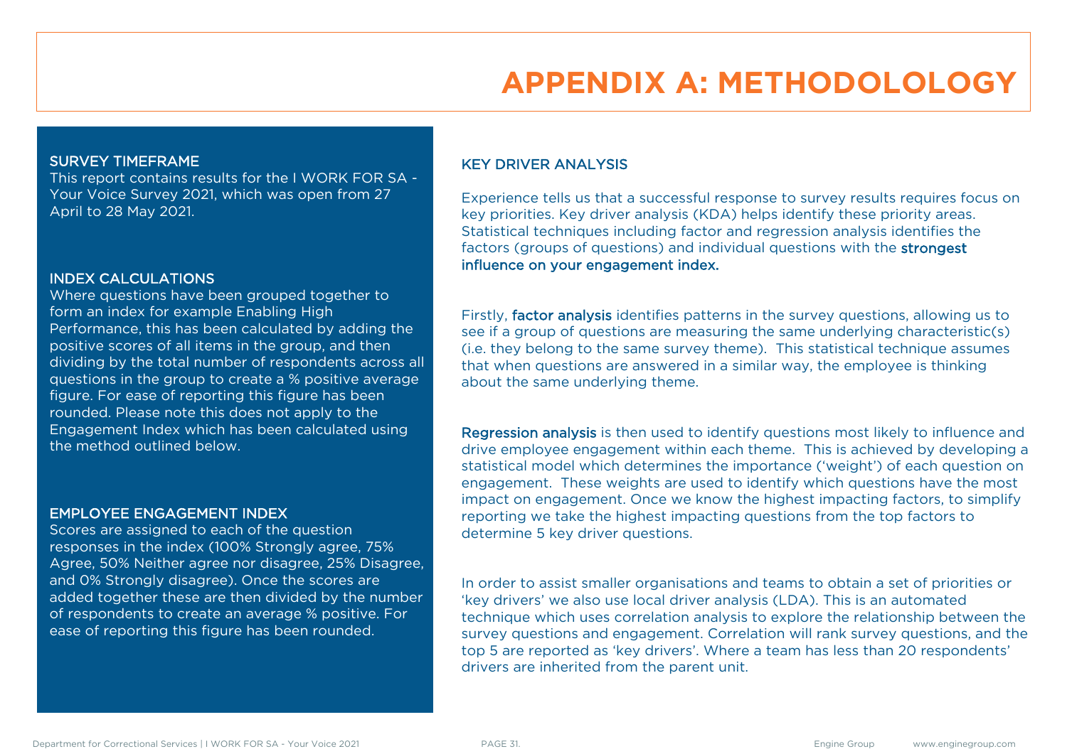# APPENDIX A: METHODOLOLOGY

## SURVEY TIMEFRAME

This report contains results for the I WORK FOR SA - Your Voice Survey 2021, which was open from 27 April to 28 May 2021.

## INDEX CALCULATIONS

Where questions have been grouped together to form an index for example Enabling High Performance, this has been calculated by adding the positive scores of all items in the group, and then dividing by the total number of respondents across all questions in the group to create a % positive average figure. For ease of reporting this figure has been rounded. Please note this does not apply to the Engagement Index which has been calculated using the method outlined below.

## EMPLOYEE ENGAGEMENT INDEX

Scores are assigned to each of the question responses in the index (100% Strongly agree, 75% Agree, 50% Neither agree nor disagree, 25% Disagree, and 0% Strongly disagree). Once the scores are added together these are then divided by the number of respondents to create an average % positive. For ease of reporting this figure has been rounded.

## KEY DRIVER ANALYSIS

Experience tells us that a successful response to survey results requires focus on key priorities. Key driver analysis (KDA) helps identify these priority areas. Statistical techniques including factor and regression analysis identifies the factors (groups of questions) and individual questions with the **strongest influence on your engagement index.**

Firstly, **factor analysis** identifies patterns in the survey questions, allowing us to see if a group of questions are measuring the same underlying characteristic(s) (i.e. they belong to the same survey theme). This statistical technique assumes that when questions are answered in a similar way, the employee is thinking about the same underlying theme.

**Regression analysis** is then used to identify questions most likely to influence and drive employee engagement within each theme. This is achieved by developing a statistical model which determines the importance ('weight') of each question on engagement. These weights are used to identify which questions have the most impact on engagement. Once we know the highest impacting factors, to simplify reporting we take the highest impacting questions from the top factors to determine 5 key driver questions.

In order to assist smaller organisations and teams to obtain a set of priorities or 'key drivers' we also use local driver analysis (LDA). This is an automated technique which uses correlation analysis to explore the relationship between the survey questions and engagement. Correlation will rank survey questions, and the top 5 are reported as 'key drivers'. Where a team has less than 20 respondents' drivers are inherited from the parent unit.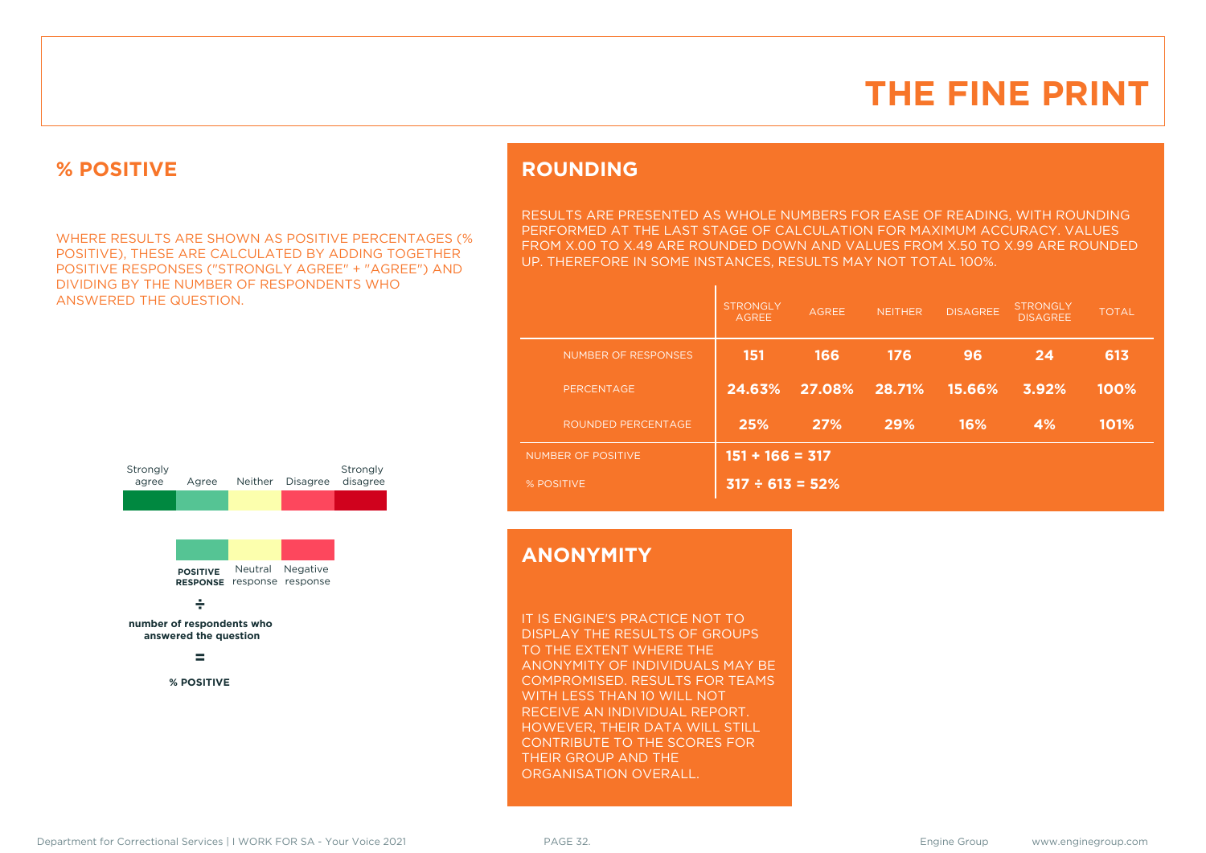# THE FINE PRINT

## % POSITIVE

WHERE RESULTS ARE SHOWN AS POSITIVE PERCENTAGES (% POSITIVE), THESE ARE CALCULATED BY ADDING TOGETHER POSITIVE RESPONSES ("STRONGLY AGREE" + "AGREE") AND DIVIDING BY THE NUMBER OF RESPONDENTS WHO ANSWERED THE QUESTION.

Strongly agree
Agree
Neither
Disagree
Strongly disagree

**POSITIVE RESPONSE**
Neutral response
Negative response

÷

**number of respondents who answered the question**

=

**% POSITIVE**

## ROUNDING

RESULTS ARE PRESENTED AS WHOLE NUMBERS FOR EASE OF READING, WITH ROUNDING PERFORMED AT THE LAST STAGE OF CALCULATION FOR MAXIMUM ACCURACY. VALUES FROM X.00 TO X.49 ARE ROUNDED DOWN AND VALUES FROM X.50 TO X.99 ARE ROUNDED UP. THEREFORE IN SOME INSTANCES, RESULTS MAY NOT TOTAL 100%.

| | STRONGLY AGREE | AGREE | NEITHER | DISAGREE | STRONGLY DISAGREE | TOTAL |
|---|---|---|---|---|---|---|
| NUMBER OF RESPONSES | **151** | **166** | **176** | **96** | **24** | **613** |
| PERCENTAGE | **24.63%** | **27.08%** | **28.71%** | **15.66%** | **3.92%** | **100%** |
| ROUNDED PERCENTAGE | **25%** | **27%** | **29%** | **16%** | **4%** | **101%** |
| NUMBER OF POSITIVE | **151 + 166 = 317** | | | | | |
| % POSITIVE | **317 ÷ 613 = 52%** | | | | | |

## ANONYMITY

IT IS ENGINE'S PRACTICE NOT TO DISPLAY THE RESULTS OF GROUPS TO THE EXTENT WHERE THE ANONYMITY OF INDIVIDUALS MAY BE COMPROMISED. RESULTS FOR TEAMS WITH LESS THAN 10 WILL NOT RECEIVE AN INDIVIDUAL REPORT. HOWEVER, THEIR DATA WILL STILL CONTRIBUTE TO THE SCORES FOR THEIR GROUP AND THE ORGANISATION OVERALL.